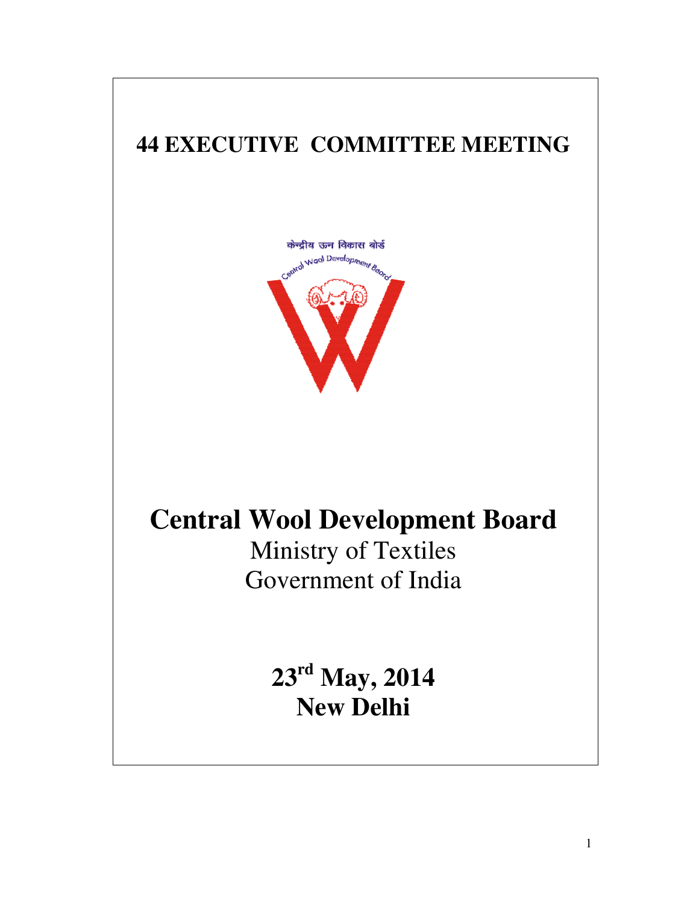# 44 EXECUTIVE COMMITTEE MEETING

केन्द्रीय ऊन विकास बोर्ड

Central Wool Development Board

# Central Wool Development Board

Ministry of Textiles

Government of India

**23rd May, 2014**

**New Delhi**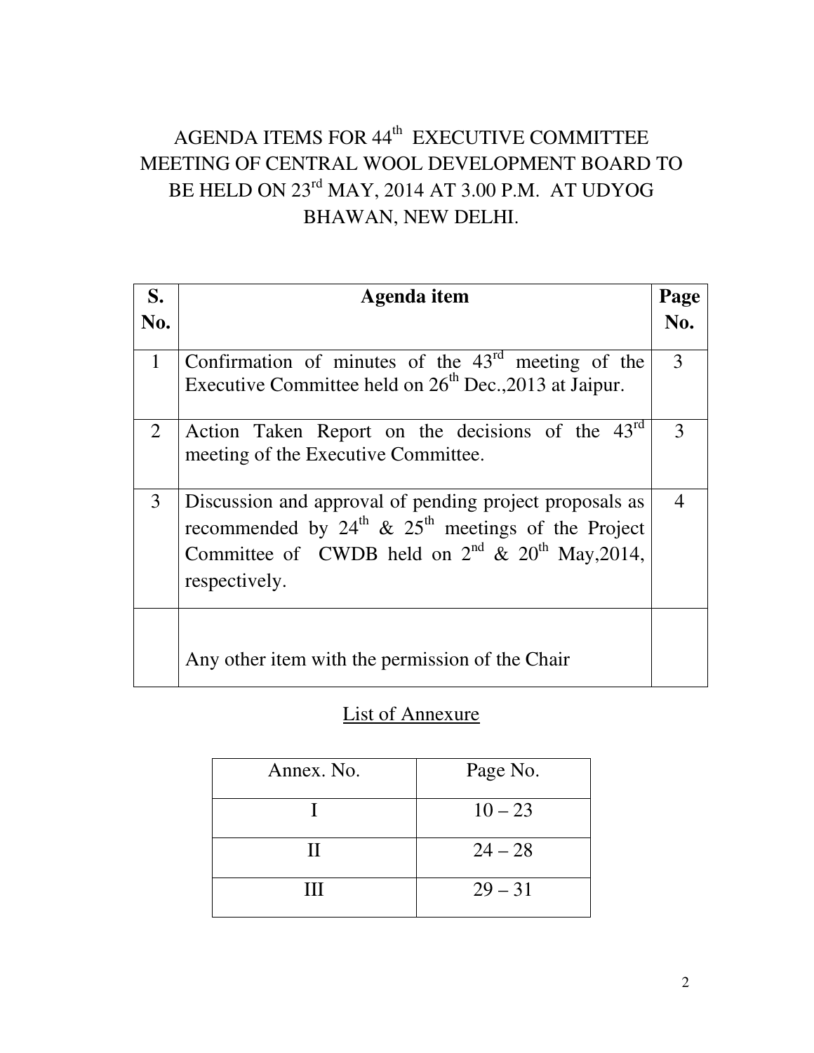# AGENDA ITEMS FOR 44th EXECUTIVE COMMITTEE MEETING OF CENTRAL WOOL DEVELOPMENT BOARD TO BE HELD ON 23rd MAY, 2014 AT 3.00 P.M. AT UDYOG BHAWAN, NEW DELHI.

| S. No. | Agenda item | Page No. |
|---|---|---|
| 1 | Confirmation of minutes of the 43rd meeting of the Executive Committee held on 26th Dec.,2013 at Jaipur. | 3 |
| 2 | Action Taken Report on the decisions of the 43rd meeting of the Executive Committee. | 3 |
| 3 | Discussion and approval of pending project proposals as recommended by 24th & 25th meetings of the Project Committee of CWDB held on 2nd & 20th May,2014, respectively. | 4 |
| | Any other item with the permission of the Chair | |

<u>List of Annexure</u>

| Annex. No. | Page No. |
|---|---|
| I | 10 – 23 |
| II | 24 – 28 |
| III | 29 – 31 |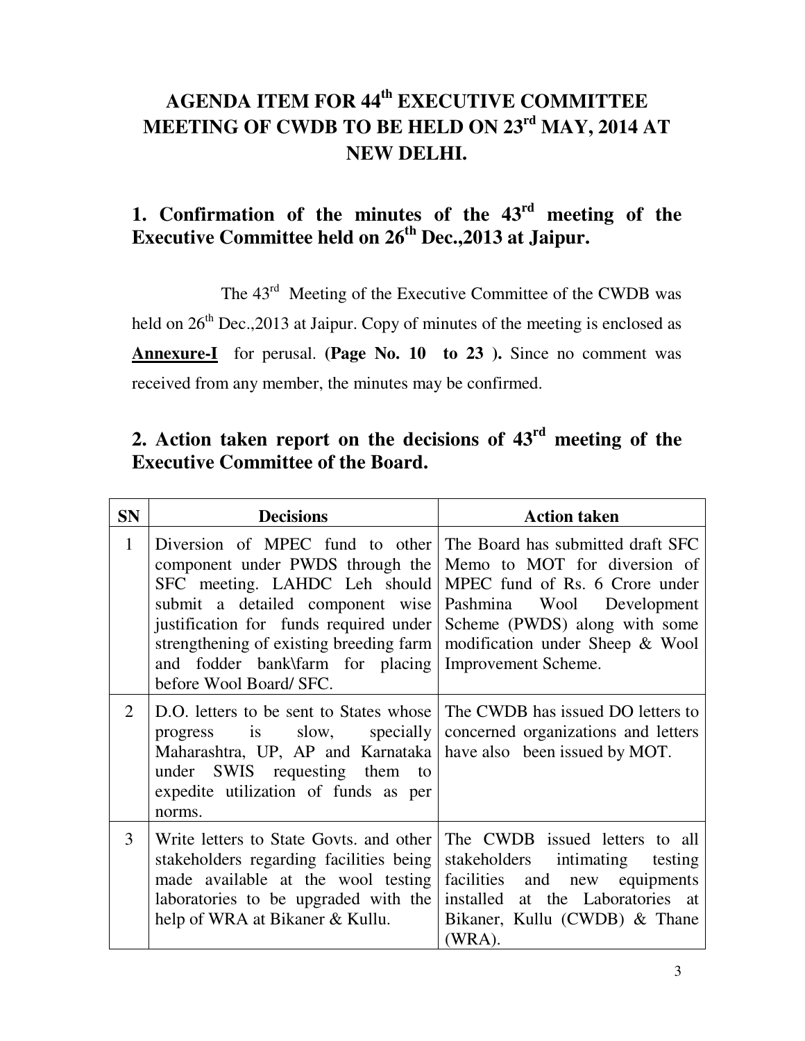# AGENDA ITEM FOR 44th EXECUTIVE COMMITTEE MEETING OF CWDB TO BE HELD ON 23rd MAY, 2014 AT NEW DELHI.

## 1. Confirmation of the minutes of the 43rd meeting of the Executive Committee held on 26th Dec.,2013 at Jaipur.

The 43rd Meeting of the Executive Committee of the CWDB was held on 26th Dec.,2013 at Jaipur. Copy of minutes of the meeting is enclosed as **Annexure-I** for perusal. **(Page No. 10 to 23 ).** Since no comment was received from any member, the minutes may be confirmed.

## 2. Action taken report on the decisions of 43rd meeting of the Executive Committee of the Board.

| SN | Decisions | Action taken |
|---|---|---|
| 1 | Diversion of MPEC fund to other component under PWDS through the SFC meeting. LAHDC Leh should submit a detailed component wise justification for funds required under strengthening of existing breeding farm and fodder bank\farm for placing before Wool Board/ SFC. | The Board has submitted draft SFC Memo to MOT for diversion of MPEC fund of Rs. 6 Crore under Pashmina Wool Development Scheme (PWDS) along with some modification under Sheep & Wool Improvement Scheme. |
| 2 | D.O. letters to be sent to States whose progress is slow, specially Maharashtra, UP, AP and Karnataka under SWIS requesting them to expedite utilization of funds as per norms. | The CWDB has issued DO letters to concerned organizations and letters have also been issued by MOT. |
| 3 | Write letters to State Govts. and other stakeholders regarding facilities being made available at the wool testing laboratories to be upgraded with the help of WRA at Bikaner & Kullu. | The CWDB issued letters to all stakeholders intimating testing facilities and new equipments installed at the Laboratories at Bikaner, Kullu (CWDB) & Thane (WRA). |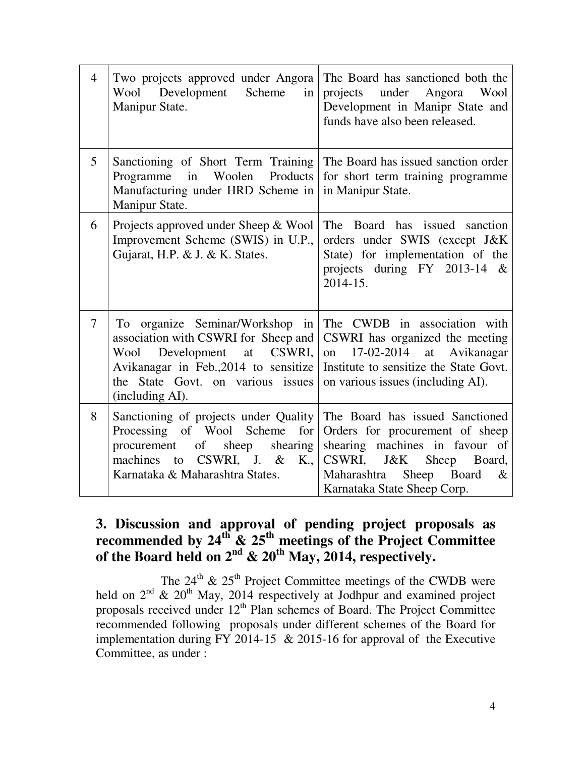| 4 | Two projects approved under Angora Wool Development Scheme in Manipur State. | The Board has sanctioned both the projects under Angora Wool Development in Manipr State and funds have also been released. |
|---|---|---|
| 5 | Sanctioning of Short Term Training Programme in Woolen Products Manufacturing under HRD Scheme in Manipur State. | The Board has issued sanction order for short term training programme in Manipur State. |
| 6 | Projects approved under Sheep & Wool Improvement Scheme (SWIS) in U.P., Gujarat, H.P. & J. & K. States. | The Board has issued sanction orders under SWIS (except J&K State) for implementation of the projects during FY 2013-14 & 2014-15. |
| 7 | To organize Seminar/Workshop in association with CSWRI for Sheep and Wool Development at CSWRI, Avikanagar in Feb.,2014 to sensitize the State Govt. on various issues (including AI). | The CWDB in association with CSWRI has organized the meeting on 17-02-2014 at Avikanagar Institute to sensitize the State Govt. on various issues (including AI). |
| 8 | Sanctioning of projects under Quality Processing of Wool Scheme for procurement of sheep shearing machines to CSWRI, J. & K., Karnataka & Maharashtra States. | The Board has issued Sanctioned Orders for procurement of sheep shearing machines in favour of CSWRI, J&K Sheep Board, Maharashtra Sheep Board & Karnataka State Sheep Corp. |

## 3. Discussion and approval of pending project proposals as recommended by 24th & 25th meetings of the Project Committee of the Board held on 2nd & 20th May, 2014, respectively.

The 24th & 25th Project Committee meetings of the CWDB were held on 2nd & 20th May, 2014 respectively at Jodhpur and examined project proposals received under 12th Plan schemes of Board. The Project Committee recommended following proposals under different schemes of the Board for implementation during FY 2014-15 & 2015-16 for approval of the Executive Committee, as under :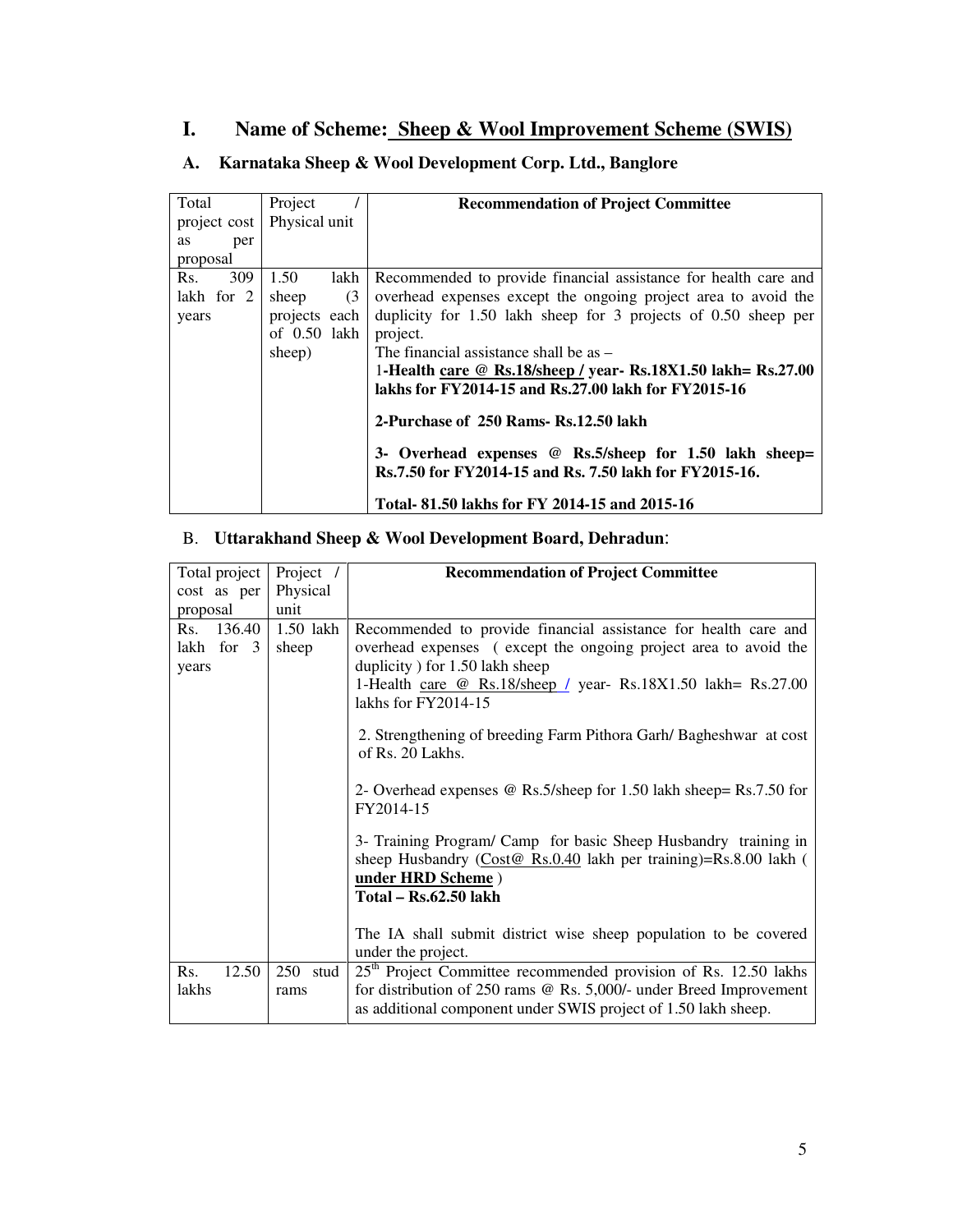# I. Name of Scheme: Sheep & Wool Improvement Scheme (SWIS)

## A. Karnataka Sheep & Wool Development Corp. Ltd., Banglore

| Total project cost as per proposal | Project / Physical unit | Recommendation of Project Committee |
|---|---|---|
| Rs. 309 lakh for 2 years | 1.50 lakh sheep (3 projects each of 0.50 lakh sheep) | Recommended to provide financial assistance for health care and overhead expenses except the ongoing project area to avoid the duplicity for 1.50 lakh sheep for 3 projects of 0.50 sheep per project.<br>The financial assistance shall be as –<br>1-**Health care @ Rs.18/sheep / year- Rs.18X1.50 lakh= Rs.27.00 lakhs for FY2014-15 and Rs.27.00 lakh for FY2015-16**<br><br>**2-Purchase of 250 Rams- Rs.12.50 lakh**<br><br>**3- Overhead expenses @ Rs.5/sheep for 1.50 lakh sheep= Rs.7.50 for FY2014-15 and Rs. 7.50 lakh for FY2015-16.**<br><br>**Total- 81.50 lakhs for FY 2014-15 and 2015-16** |

## B. Uttarakhand Sheep & Wool Development Board, Dehradun:

| Total project cost as per proposal | Project / Physical unit | Recommendation of Project Committee |
|---|---|---|
| Rs. 136.40 lakh for 3 years | 1.50 lakh sheep | Recommended to provide financial assistance for health care and overhead expenses ( except the ongoing project area to avoid the duplicity ) for 1.50 lakh sheep<br>1-Health care @ Rs.18/sheep / year- Rs.18X1.50 lakh= Rs.27.00 lakhs for FY2014-15<br><br>2. Strengthening of breeding Farm Pithora Garh/ Bagheshwar at cost of Rs. 20 Lakhs.<br><br>2- Overhead expenses @ Rs.5/sheep for 1.50 lakh sheep= Rs.7.50 for FY2014-15<br><br>3- Training Program/ Camp for basic Sheep Husbandry training in sheep Husbandry (Cost@ Rs.0.40 lakh per training)=Rs.8.00 lakh ( **under HRD Scheme** )<br>**Total – Rs.62.50 lakh**<br><br>The IA shall submit district wise sheep population to be covered under the project. |
| Rs. 12.50 lakhs | 250 stud rams | 25th Project Committee recommended provision of Rs. 12.50 lakhs for distribution of 250 rams @ Rs. 5,000/- under Breed Improvement as additional component under SWIS project of 1.50 lakh sheep. |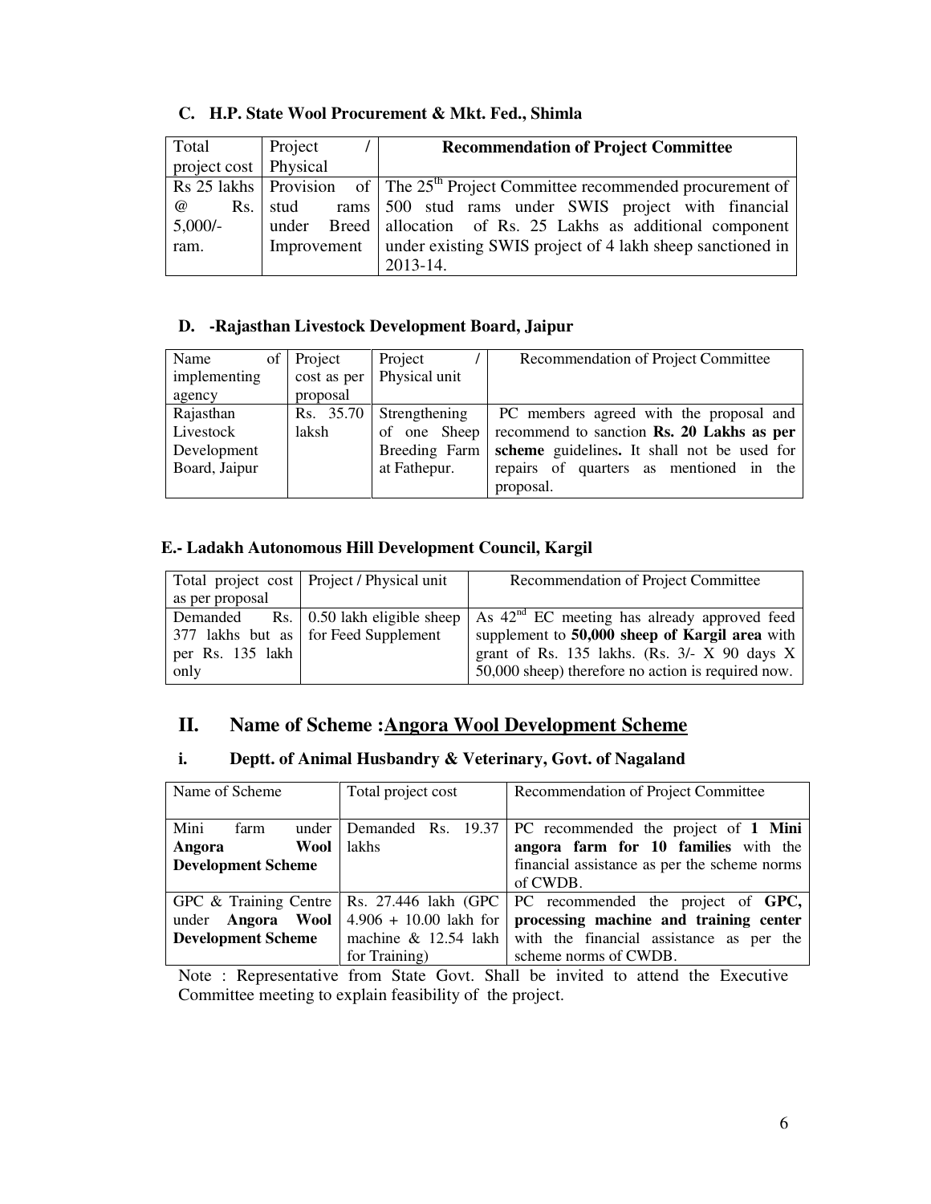### C. H.P. State Wool Procurement & Mkt. Fed., Shimla

| Total project cost | Project / Physical | **Recommendation of Project Committee** |
|---|---|---|
| Rs 25 lakhs @ Rs. 5,000/- ram. | Provision of stud rams under Breed Improvement | The 25th Project Committee recommended procurement of 500 stud rams under SWIS project with financial allocation of Rs. 25 Lakhs as additional component under existing SWIS project of 4 lakh sheep sanctioned in 2013-14. |

### D. -Rajasthan Livestock Development Board, Jaipur

| Name of implementing agency | Project cost as per proposal | Project / Physical unit | Recommendation of Project Committee |
|---|---|---|---|
| Rajasthan Livestock Development Board, Jaipur | Rs. 35.70 laksh | Strengthening of one Sheep Breeding Farm at Fathepur. | PC members agreed with the proposal and recommend to sanction **Rs. 20 Lakhs as per scheme** guidelines**.** It shall not be used for repairs of quarters as mentioned in the proposal. |

### E.- Ladakh Autonomous Hill Development Council, Kargil

| Total project cost as per proposal | Project / Physical unit | Recommendation of Project Committee |
|---|---|---|
| Demanded Rs. 377 lakhs but as per Rs. 135 lakh only | 0.50 lakh eligible sheep for Feed Supplement | As 42nd EC meeting has already approved feed supplement to **50,000 sheep of Kargil area** with grant of Rs. 135 lakhs. (Rs. 3/- X 90 days X 50,000 sheep) therefore no action is required now. |

## II. Name of Scheme :<u>Angora Wool Development Scheme</u>

### i. Deptt. of Animal Husbandry & Veterinary, Govt. of Nagaland

| Name of Scheme | Total project cost | Recommendation of Project Committee |
|---|---|---|
| Mini farm under **Angora Wool Development Scheme** | Demanded Rs. 19.37 lakhs | PC recommended the project of **1 Mini angora farm for 10 families** with the financial assistance as per the scheme norms of CWDB. |
| GPC & Training Centre under **Angora Wool Development Scheme** | Rs. 27.446 lakh (GPC 4.906 + 10.00 lakh for machine & 12.54 lakh for Training) | PC recommended the project of **GPC, processing machine and training center** with the financial assistance as per the scheme norms of CWDB. |

Note : Representative from State Govt. Shall be invited to attend the Executive Committee meeting to explain feasibility of the project.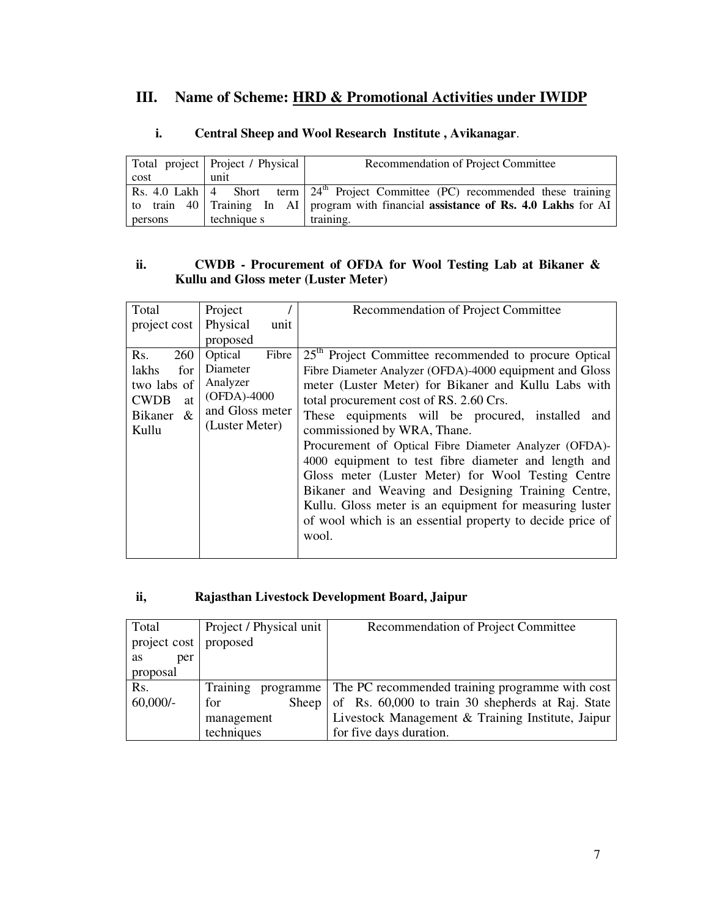## III. Name of Scheme: <u>HRD & Promotional Activities under IWIDP</u>

### i. Central Sheep and Wool Research Institute , Avikanagar.

| Total project cost | Project / Physical unit | Recommendation of Project Committee |
|---|---|---|
| Rs. 4.0 Lakh to train 40 persons | 4 Short term Training In AI technique s | 24th Project Committee (PC) recommended these training program with financial **assistance of Rs. 4.0 Lakhs** for AI training. |

### ii. CWDB - Procurement of OFDA for Wool Testing Lab at Bikaner & Kullu and Gloss meter (Luster Meter)

| Total project cost | Project / Physical unit proposed | Recommendation of Project Committee |
|---|---|---|
| Rs. 260 lakhs for two labs of CWDB at Bikaner & Kullu | Optical Fibre Diameter Analyzer (OFDA)-4000 and Gloss meter (Luster Meter) | 25th Project Committee recommended to procure Optical Fibre Diameter Analyzer (OFDA)-4000 equipment and Gloss meter (Luster Meter) for Bikaner and Kullu Labs with total procurement cost of RS. 2.60 Crs.<br>These equipments will be procured, installed and commissioned by WRA, Thane.<br>Procurement of Optical Fibre Diameter Analyzer (OFDA)-4000 equipment to test fibre diameter and length and Gloss meter (Luster Meter) for Wool Testing Centre Bikaner and Weaving and Designing Training Centre, Kullu. Gloss meter is an equipment for measuring luster of wool which is an essential property to decide price of wool. |

### ii, Rajasthan Livestock Development Board, Jaipur

| Total project cost as per proposal | Project / Physical unit proposed | Recommendation of Project Committee |
|---|---|---|
| Rs. 60,000/- | Training programme for Sheep management techniques | The PC recommended training programme with cost of Rs. 60,000 to train 30 shepherds at Raj. State Livestock Management & Training Institute, Jaipur for five days duration. |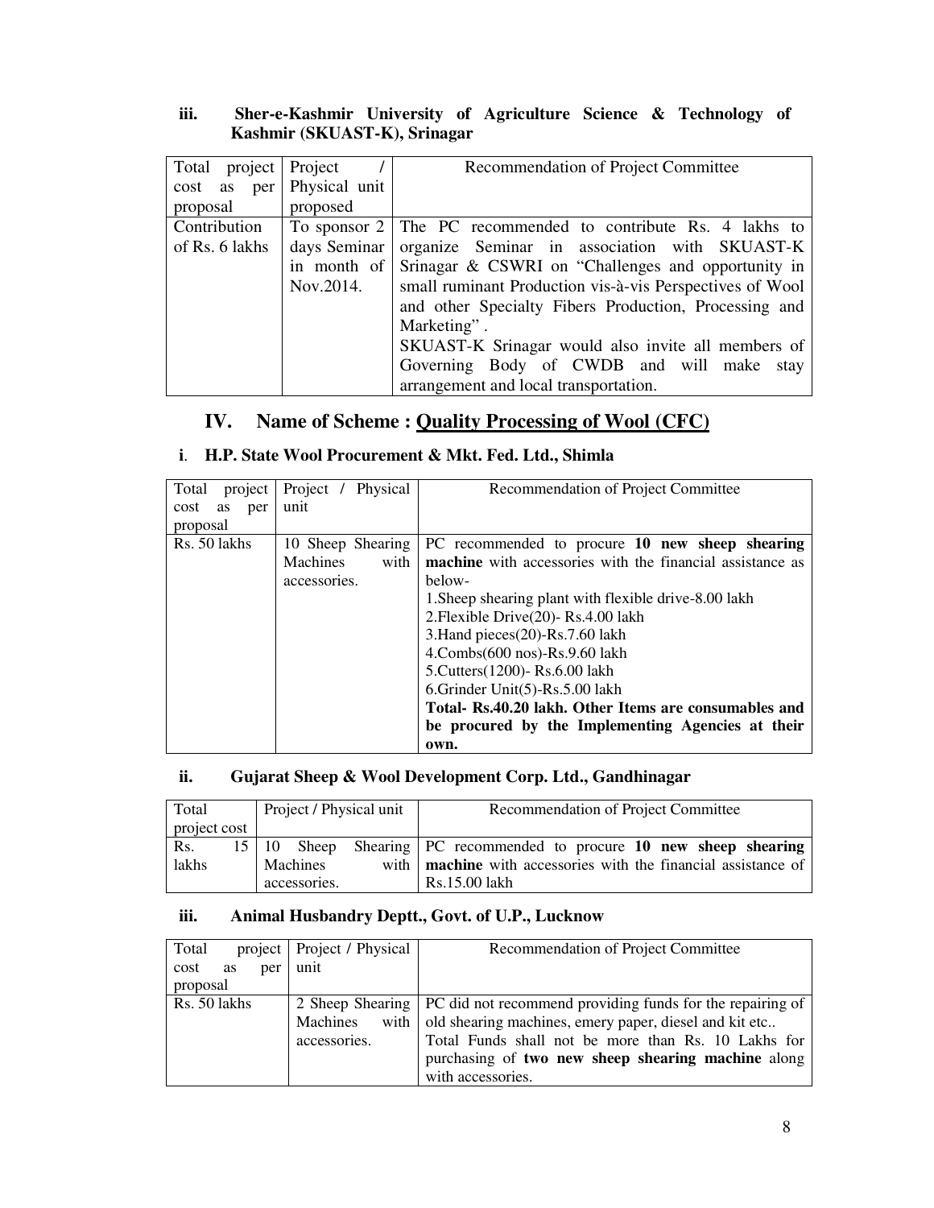### iii. Sher-e-Kashmir University of Agriculture Science & Technology of Kashmir (SKUAST-K), Srinagar

| Total project cost as per proposal | Project / Physical unit proposed | Recommendation of Project Committee |
|---|---|---|
| Contribution of Rs. 6 lakhs | To sponsor 2 days Seminar in month of Nov.2014. | The PC recommended to contribute Rs. 4 lakhs to organize Seminar in association with SKUAST-K Srinagar & CSWRI on "Challenges and opportunity in small ruminant Production vis-à-vis Perspectives of Wool and other Specialty Fibers Production, Processing and Marketing". <br>SKUAST-K Srinagar would also invite all members of Governing Body of CWDB and will make stay arrangement and local transportation. |

## IV. Name of Scheme : Quality Processing of Wool (CFC)

### i. H.P. State Wool Procurement & Mkt. Fed. Ltd., Shimla

| Total project cost as per proposal | Project / Physical unit | Recommendation of Project Committee |
|---|---|---|
| Rs. 50 lakhs | 10 Sheep Shearing Machines with accessories. | PC recommended to procure **10 new sheep shearing machine** with accessories with the financial assistance as below-<br>1.Sheep shearing plant with flexible drive-8.00 lakh<br>2.Flexible Drive(20)- Rs.4.00 lakh<br>3.Hand pieces(20)-Rs.7.60 lakh<br>4.Combs(600 nos)-Rs.9.60 lakh<br>5.Cutters(1200)- Rs.6.00 lakh<br>6.Grinder Unit(5)-Rs.5.00 lakh<br>**Total- Rs.40.20 lakh. Other Items are consumables and be procured by the Implementing Agencies at their own.** |

### ii. Gujarat Sheep & Wool Development Corp. Ltd., Gandhinagar

| Total project cost | Project / Physical unit | Recommendation of Project Committee |
|---|---|---|
| Rs. 15 lakhs | 10 Sheep Shearing Machines with accessories. | PC recommended to procure **10 new sheep shearing machine** with accessories with the financial assistance of Rs.15.00 lakh |

### iii. Animal Husbandry Deptt., Govt. of U.P., Lucknow

| Total project cost as per proposal | Project / Physical unit | Recommendation of Project Committee |
|---|---|---|
| Rs. 50 lakhs | 2 Sheep Shearing Machines with accessories. | PC did not recommend providing funds for the repairing of old shearing machines, emery paper, diesel and kit etc..<br>Total Funds shall not be more than Rs. 10 Lakhs for purchasing of **two new sheep shearing machine** along with accessories. |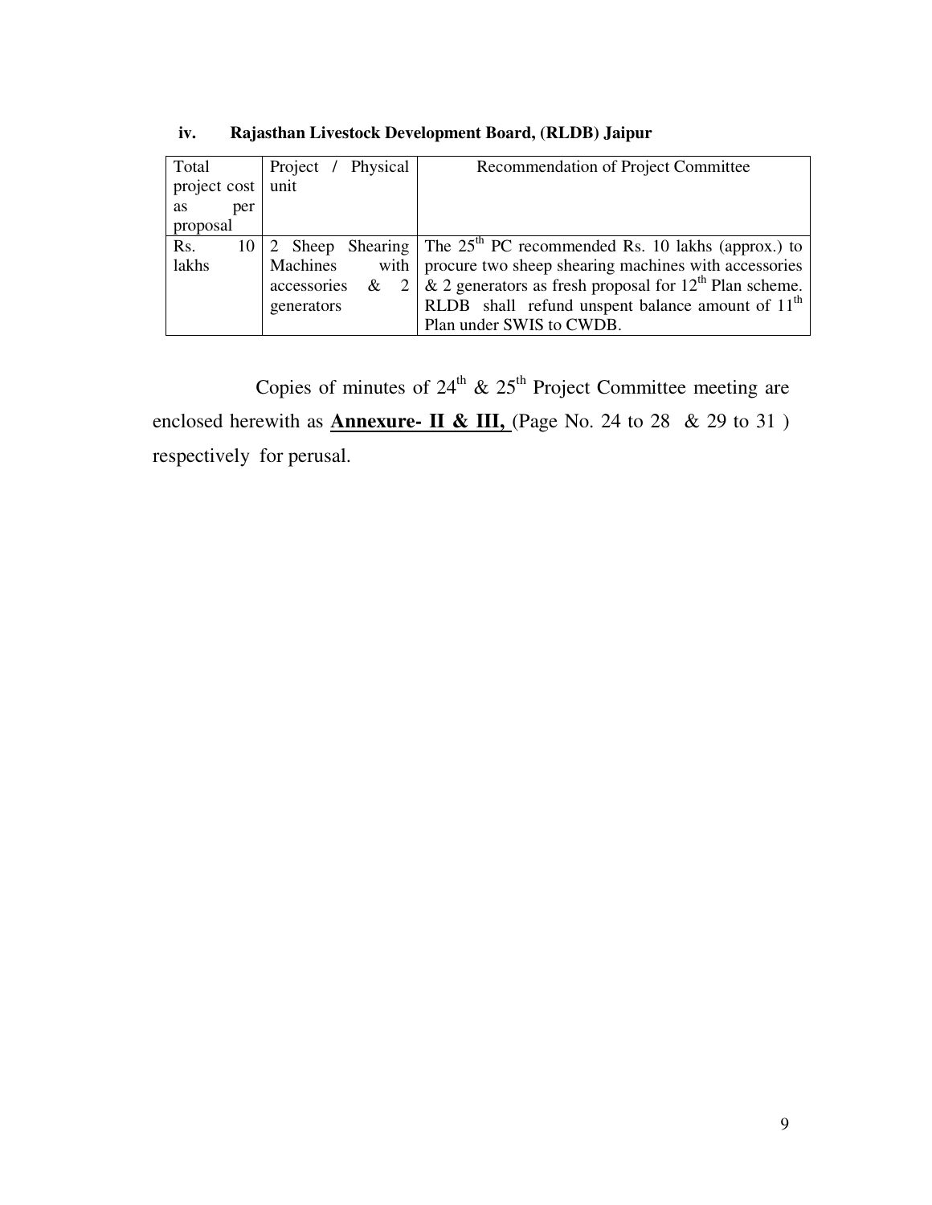**iv. Rajasthan Livestock Development Board, (RLDB) Jaipur**

| Total project cost as per proposal | Project / Physical unit | Recommendation of Project Committee |
|---|---|---|
| Rs. 10 lakhs | 2 Sheep Shearing Machines with accessories & 2 generators | The 25th PC recommended Rs. 10 lakhs (approx.) to procure two sheep shearing machines with accessories & 2 generators as fresh proposal for 12th Plan scheme. RLDB shall refund unspent balance amount of 11th Plan under SWIS to CWDB. |

Copies of minutes of 24th & 25th Project Committee meeting are enclosed herewith as **Annexure- II & III,** (Page No. 24 to 28 & 29 to 31 ) respectively for perusal.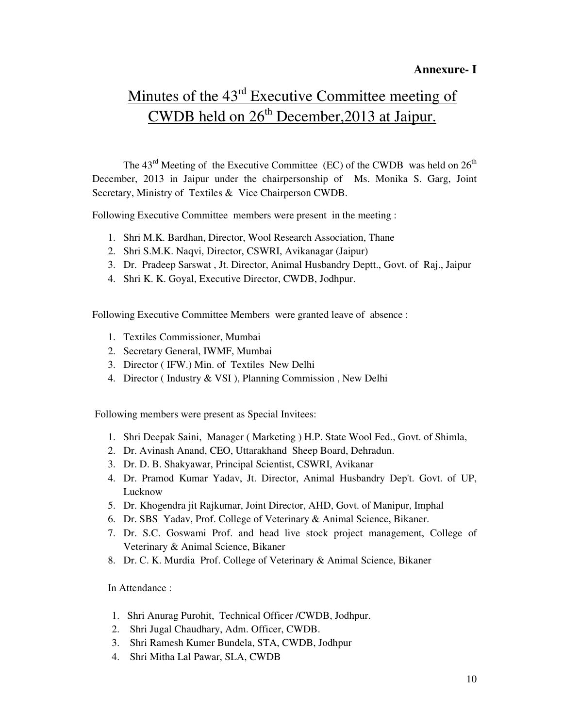**Annexure- I**

# Minutes of the 43rd Executive Committee meeting of CWDB held on 26th December,2013 at Jaipur.

The 43rd Meeting of the Executive Committee (EC) of the CWDB was held on 26th December, 2013 in Jaipur under the chairpersonship of Ms. Monika S. Garg, Joint Secretary, Ministry of Textiles & Vice Chairperson CWDB.

Following Executive Committee members were present in the meeting :

1. Shri M.K. Bardhan, Director, Wool Research Association, Thane
2. Shri S.M.K. Naqvi, Director, CSWRI, Avikanagar (Jaipur)
3. Dr. Pradeep Sarswat , Jt. Director, Animal Husbandry Deptt., Govt. of Raj., Jaipur
4. Shri K. K. Goyal, Executive Director, CWDB, Jodhpur.

Following Executive Committee Members were granted leave of absence :

1. Textiles Commissioner, Mumbai
2. Secretary General, IWMF, Mumbai
3. Director ( IFW.) Min. of Textiles New Delhi
4. Director ( Industry & VSI ), Planning Commission , New Delhi

Following members were present as Special Invitees:

1. Shri Deepak Saini, Manager ( Marketing ) H.P. State Wool Fed., Govt. of Shimla,
2. Dr. Avinash Anand, CEO, Uttarakhand Sheep Board, Dehradun.
3. Dr. D. B. Shakyawar, Principal Scientist, CSWRI, Avikanar
4. Dr. Pramod Kumar Yadav, Jt. Director, Animal Husbandry Dep't. Govt. of UP, Lucknow
5. Dr. Khogendra jit Rajkumar, Joint Director, AHD, Govt. of Manipur, Imphal
6. Dr. SBS Yadav, Prof. College of Veterinary & Animal Science, Bikaner.
7. Dr. S.C. Goswami Prof. and head live stock project management, College of Veterinary & Animal Science, Bikaner
8. Dr. C. K. Murdia Prof. College of Veterinary & Animal Science, Bikaner

In Attendance :

1. Shri Anurag Purohit, Technical Officer /CWDB, Jodhpur.
2. Shri Jugal Chaudhary, Adm. Officer, CWDB.
3. Shri Ramesh Kumer Bundela, STA, CWDB, Jodhpur
4. Shri Mitha Lal Pawar, SLA, CWDB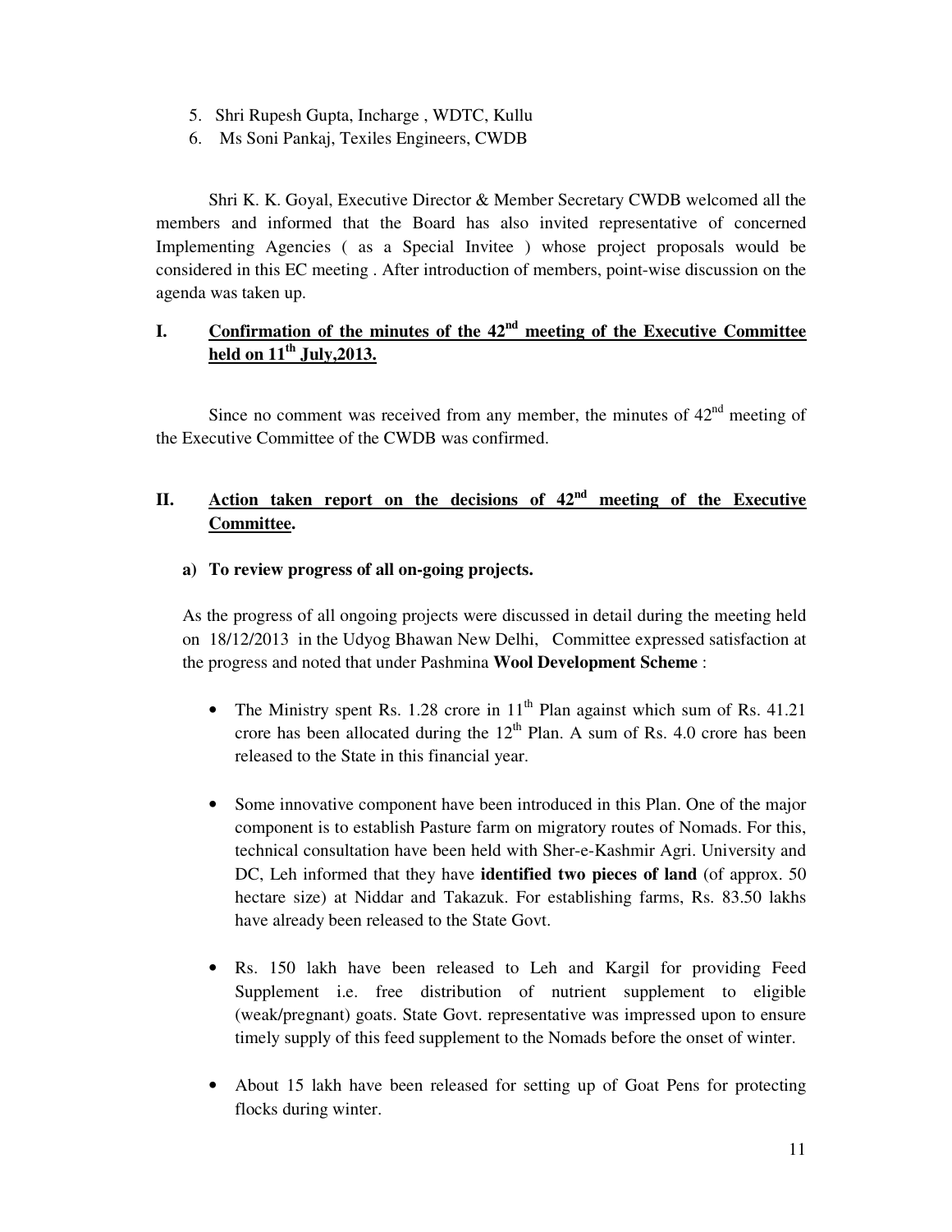5. Shri Rupesh Gupta, Incharge , WDTC, Kullu
6. Ms Soni Pankaj, Texiles Engineers, CWDB

Shri K. K. Goyal, Executive Director & Member Secretary CWDB welcomed all the members and informed that the Board has also invited representative of concerned Implementing Agencies ( as a Special Invitee ) whose project proposals would be considered in this EC meeting . After introduction of members, point-wise discussion on the agenda was taken up.

## I. Confirmation of the minutes of the 42nd meeting of the Executive Committee held on 11th July,2013.

Since no comment was received from any member, the minutes of 42nd meeting of the Executive Committee of the CWDB was confirmed.

## II. Action taken report on the decisions of 42nd meeting of the Executive Committee.

**a) To review progress of all on-going projects.**

As the progress of all ongoing projects were discussed in detail during the meeting held on 18/12/2013 in the Udyog Bhawan New Delhi, Committee expressed satisfaction at the progress and noted that under Pashmina **Wool Development Scheme** :

- The Ministry spent Rs. 1.28 crore in 11th Plan against which sum of Rs. 41.21 crore has been allocated during the 12th Plan. A sum of Rs. 4.0 crore has been released to the State in this financial year.

- Some innovative component have been introduced in this Plan. One of the major component is to establish Pasture farm on migratory routes of Nomads. For this, technical consultation have been held with Sher-e-Kashmir Agri. University and DC, Leh informed that they have **identified two pieces of land** (of approx. 50 hectare size) at Niddar and Takazuk. For establishing farms, Rs. 83.50 lakhs have already been released to the State Govt.

- Rs. 150 lakh have been released to Leh and Kargil for providing Feed Supplement i.e. free distribution of nutrient supplement to eligible (weak/pregnant) goats. State Govt. representative was impressed upon to ensure timely supply of this feed supplement to the Nomads before the onset of winter.

- About 15 lakh have been released for setting up of Goat Pens for protecting flocks during winter.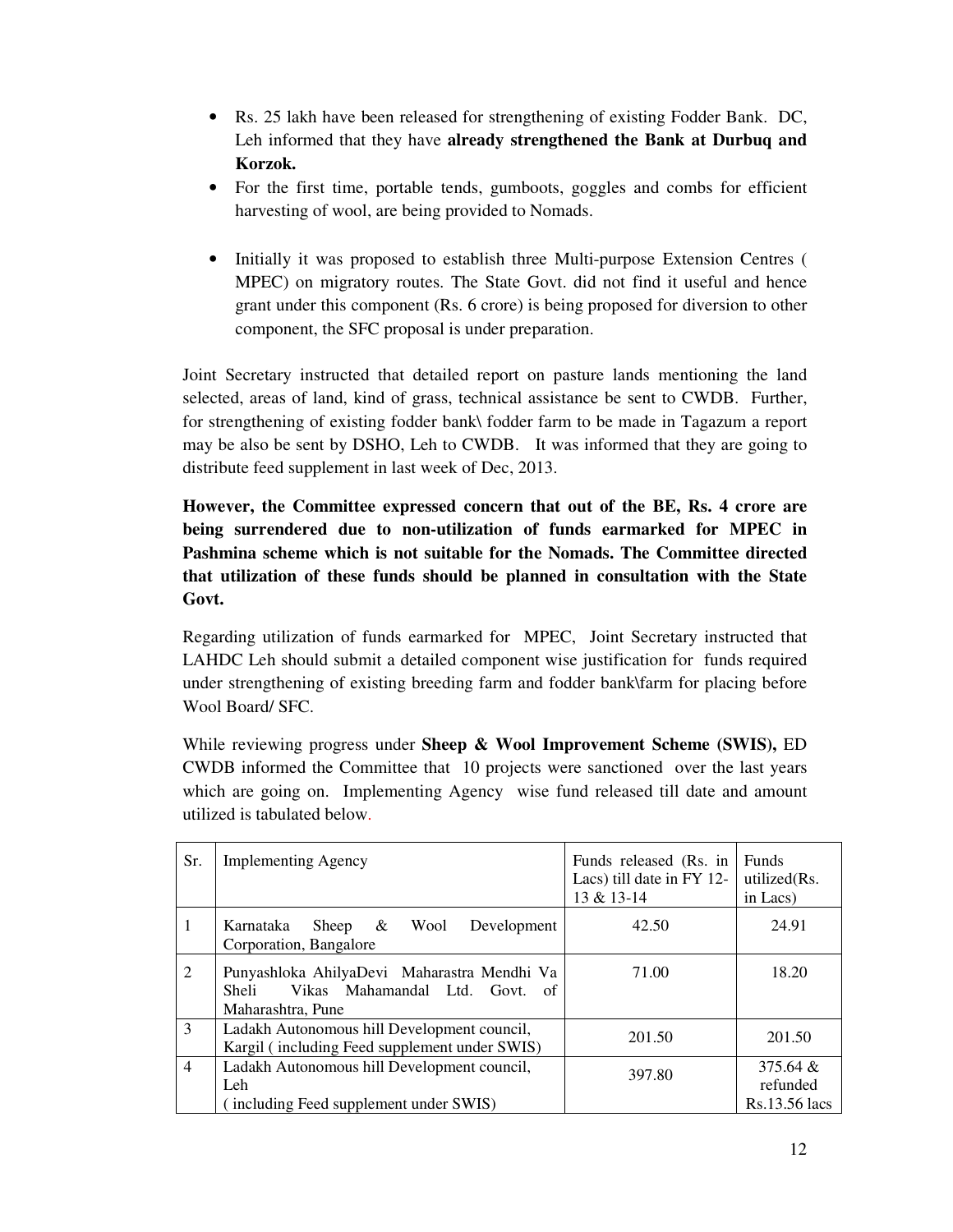- Rs. 25 lakh have been released for strengthening of existing Fodder Bank. DC, Leh informed that they have **already strengthened the Bank at Durbuq and Korzok.**
- For the first time, portable tends, gumboots, goggles and combs for efficient harvesting of wool, are being provided to Nomads.
- Initially it was proposed to establish three Multi-purpose Extension Centres ( MPEC) on migratory routes. The State Govt. did not find it useful and hence grant under this component (Rs. 6 crore) is being proposed for diversion to other component, the SFC proposal is under preparation.

Joint Secretary instructed that detailed report on pasture lands mentioning the land selected, areas of land, kind of grass, technical assistance be sent to CWDB. Further, for strengthening of existing fodder bank\ fodder farm to be made in Tagazum a report may be also be sent by DSHO, Leh to CWDB. It was informed that they are going to distribute feed supplement in last week of Dec, 2013.

**However, the Committee expressed concern that out of the BE, Rs. 4 crore are being surrendered due to non-utilization of funds earmarked for MPEC in Pashmina scheme which is not suitable for the Nomads. The Committee directed that utilization of these funds should be planned in consultation with the State Govt.**

Regarding utilization of funds earmarked for MPEC, Joint Secretary instructed that LAHDC Leh should submit a detailed component wise justification for funds required under strengthening of existing breeding farm and fodder bank\farm for placing before Wool Board/ SFC.

While reviewing progress under **Sheep & Wool Improvement Scheme (SWIS),** ED CWDB informed the Committee that 10 projects were sanctioned over the last years which are going on. Implementing Agency wise fund released till date and amount utilized is tabulated below.

| Sr. | Implementing Agency | Funds released (Rs. in Lacs) till date in FY 12-13 & 13-14 | Funds utilized(Rs. in Lacs) |
|---|---|---|---|
| 1 | Karnataka Sheep & Wool Development Corporation, Bangalore | 42.50 | 24.91 |
| 2 | Punyashloka AhilyaDevi Maharastra Mendhi Va Sheli Vikas Mahamandal Ltd. Govt. of Maharashtra, Pune | 71.00 | 18.20 |
| 3 | Ladakh Autonomous hill Development council, Kargil ( including Feed supplement under SWIS) | 201.50 | 201.50 |
| 4 | Ladakh Autonomous hill Development council, Leh ( including Feed supplement under SWIS) | 397.80 | 375.64 & refunded Rs.13.56 lacs |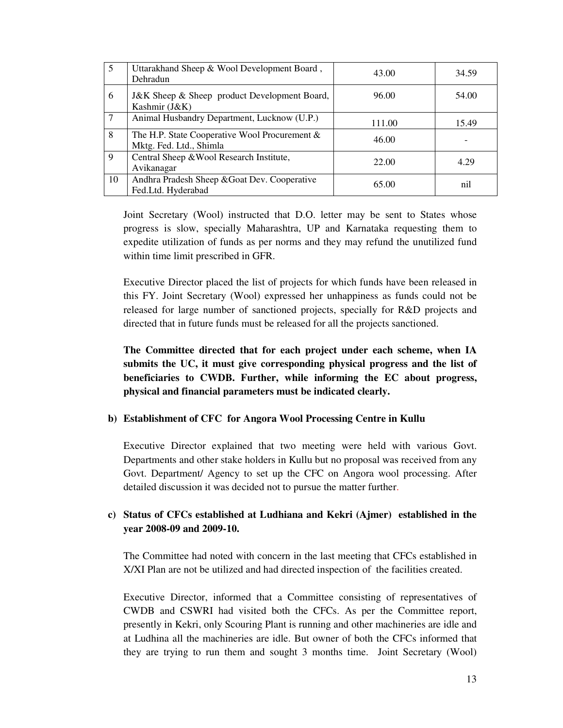| 5 | Uttarakhand Sheep & Wool Development Board , Dehradun | 43.00 | 34.59 |
|---|---|---|---|
| 6 | J&K Sheep & Sheep product Development Board, Kashmir (J&K) | 96.00 | 54.00 |
| 7 | Animal Husbandry Department, Lucknow (U.P.) | 111.00 | 15.49 |
| 8 | The H.P. State Cooperative Wool Procurement & Mktg. Fed. Ltd., Shimla | 46.00 | - |
| 9 | Central Sheep &Wool Research Institute, Avikanagar | 22.00 | 4.29 |
| 10 | Andhra Pradesh Sheep &Goat Dev. Cooperative Fed.Ltd. Hyderabad | 65.00 | nil |

Joint Secretary (Wool) instructed that D.O. letter may be sent to States whose progress is slow, specially Maharashtra, UP and Karnataka requesting them to expedite utilization of funds as per norms and they may refund the unutilized fund within time limit prescribed in GFR.

Executive Director placed the list of projects for which funds have been released in this FY. Joint Secretary (Wool) expressed her unhappiness as funds could not be released for large number of sanctioned projects, specially for R&D projects and directed that in future funds must be released for all the projects sanctioned.

**The Committee directed that for each project under each scheme, when IA submits the UC, it must give corresponding physical progress and the list of beneficiaries to CWDB. Further, while informing the EC about progress, physical and financial parameters must be indicated clearly.**

**b) Establishment of CFC for Angora Wool Processing Centre in Kullu**

Executive Director explained that two meeting were held with various Govt. Departments and other stake holders in Kullu but no proposal was received from any Govt. Department/ Agency to set up the CFC on Angora wool processing. After detailed discussion it was decided not to pursue the matter further.

**c) Status of CFCs established at Ludhiana and Kekri (Ajmer) established in the year 2008-09 and 2009-10.**

The Committee had noted with concern in the last meeting that CFCs established in X/XI Plan are not be utilized and had directed inspection of the facilities created.

Executive Director, informed that a Committee consisting of representatives of CWDB and CSWRI had visited both the CFCs. As per the Committee report, presently in Kekri, only Scouring Plant is running and other machineries are idle and at Ludhina all the machineries are idle. But owner of both the CFCs informed that they are trying to run them and sought 3 months time. Joint Secretary (Wool)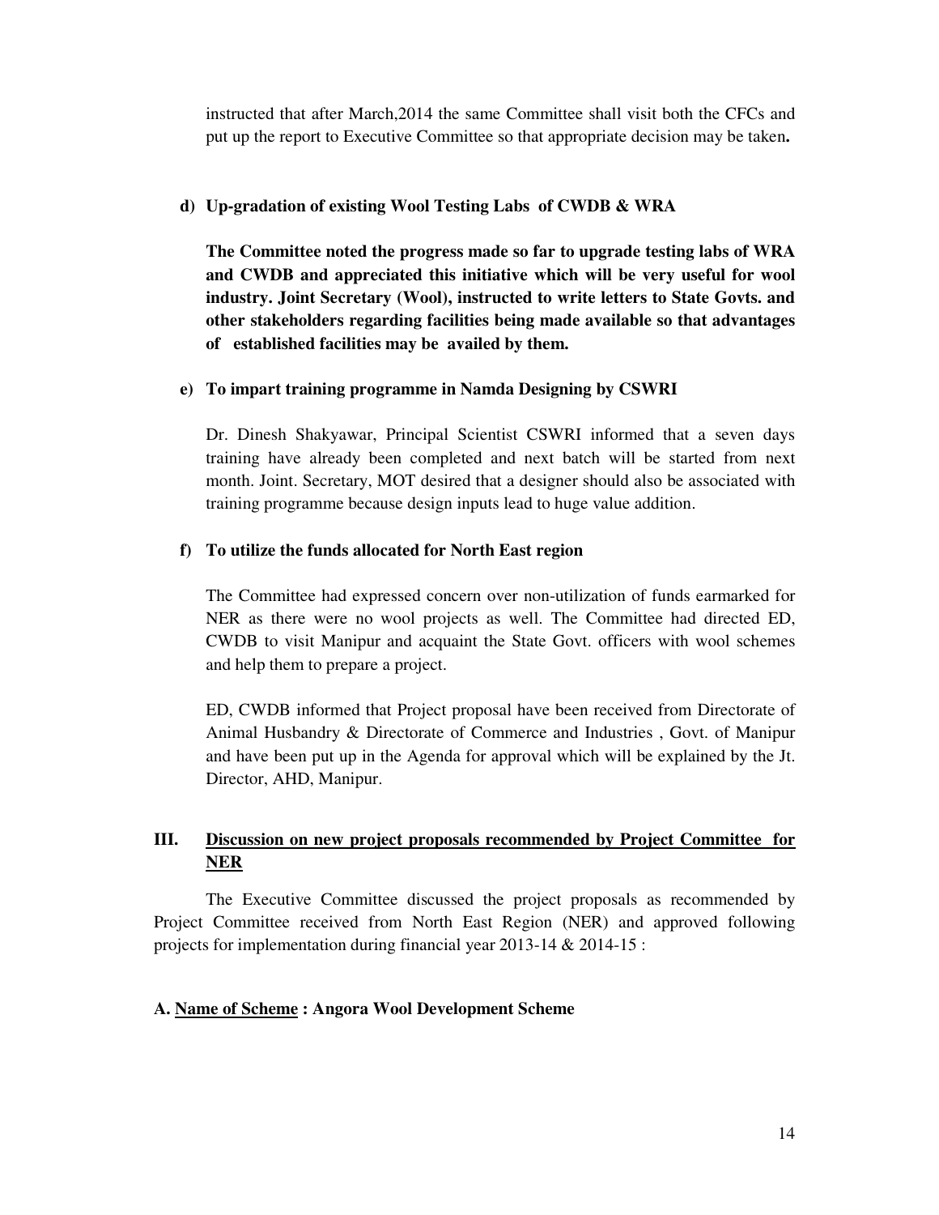instructed that after March,2014 the same Committee shall visit both the CFCs and put up the report to Executive Committee so that appropriate decision may be taken**.**

**d) Up-gradation of existing Wool Testing Labs of CWDB & WRA**

**The Committee noted the progress made so far to upgrade testing labs of WRA and CWDB and appreciated this initiative which will be very useful for wool industry. Joint Secretary (Wool), instructed to write letters to State Govts. and other stakeholders regarding facilities being made available so that advantages of established facilities may be availed by them.**

**e) To impart training programme in Namda Designing by CSWRI**

Dr. Dinesh Shakyawar, Principal Scientist CSWRI informed that a seven days training have already been completed and next batch will be started from next month. Joint. Secretary, MOT desired that a designer should also be associated with training programme because design inputs lead to huge value addition.

**f) To utilize the funds allocated for North East region**

The Committee had expressed concern over non-utilization of funds earmarked for NER as there were no wool projects as well. The Committee had directed ED, CWDB to visit Manipur and acquaint the State Govt. officers with wool schemes and help them to prepare a project.

ED, CWDB informed that Project proposal have been received from Directorate of Animal Husbandry & Directorate of Commerce and Industries , Govt. of Manipur and have been put up in the Agenda for approval which will be explained by the Jt. Director, AHD, Manipur.

## III. Discussion on new project proposals recommended by Project Committee for NER

The Executive Committee discussed the project proposals as recommended by Project Committee received from North East Region (NER) and approved following projects for implementation during financial year 2013-14 & 2014-15 :

**A. Name of Scheme : Angora Wool Development Scheme**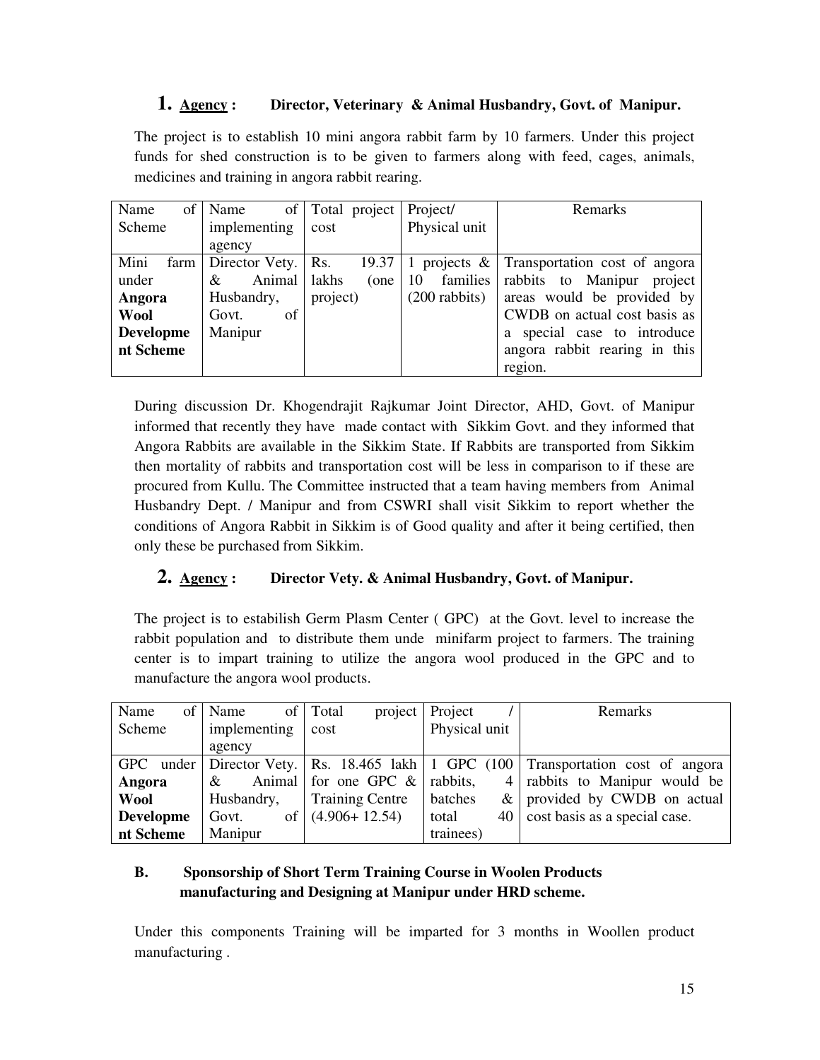## 1. Agency : Director, Veterinary & Animal Husbandry, Govt. of Manipur.

The project is to establish 10 mini angora rabbit farm by 10 farmers. Under this project funds for shed construction is to be given to farmers along with feed, cages, animals, medicines and training in angora rabbit rearing.

| Name of Scheme | Name of implementing agency | Total project cost | Project/ Physical unit | Remarks |
|---|---|---|---|---|
| Mini farm under **Angora Wool Development Scheme** | Director Vety. & Animal Husbandry, Govt. of Manipur | Rs. 19.37 lakhs (one project) | 1 projects & 10 families (200 rabbits) | Transportation cost of angora rabbits to Manipur project areas would be provided by CWDB on actual cost basis as a special case to introduce angora rabbit rearing in this region. |

During discussion Dr. Khogendrajit Rajkumar Joint Director, AHD, Govt. of Manipur informed that recently they have made contact with Sikkim Govt. and they informed that Angora Rabbits are available in the Sikkim State. If Rabbits are transported from Sikkim then mortality of rabbits and transportation cost will be less in comparison to if these are procured from Kullu. The Committee instructed that a team having members from Animal Husbandry Dept. / Manipur and from CSWRI shall visit Sikkim to report whether the conditions of Angora Rabbit in Sikkim is of Good quality and after it being certified, then only these be purchased from Sikkim.

## 2. Agency : Director Vety. & Animal Husbandry, Govt. of Manipur.

The project is to estabilish Germ Plasm Center ( GPC) at the Govt. level to increase the rabbit population and to distribute them unde minifarm project to farmers. The training center is to impart training to utilize the angora wool produced in the GPC and to manufacture the angora wool products.

| Name of Scheme | Name of implementing agency | Total project cost | Project / Physical unit | Remarks |
|---|---|---|---|---|
| GPC under **Angora Wool Development Scheme** | Director Vety. & Animal Husbandry, Govt. of Manipur | Rs. 18.465 lakh for one GPC & Training Centre (4.906+ 12.54) | 1 GPC (100 rabbits, 4 batches & total 40 trainees) | Transportation cost of angora rabbits to Manipur would be provided by CWDB on actual cost basis as a special case. |

**B. Sponsorship of Short Term Training Course in Woolen Products manufacturing and Designing at Manipur under HRD scheme.**

Under this components Training will be imparted for 3 months in Woollen product manufacturing .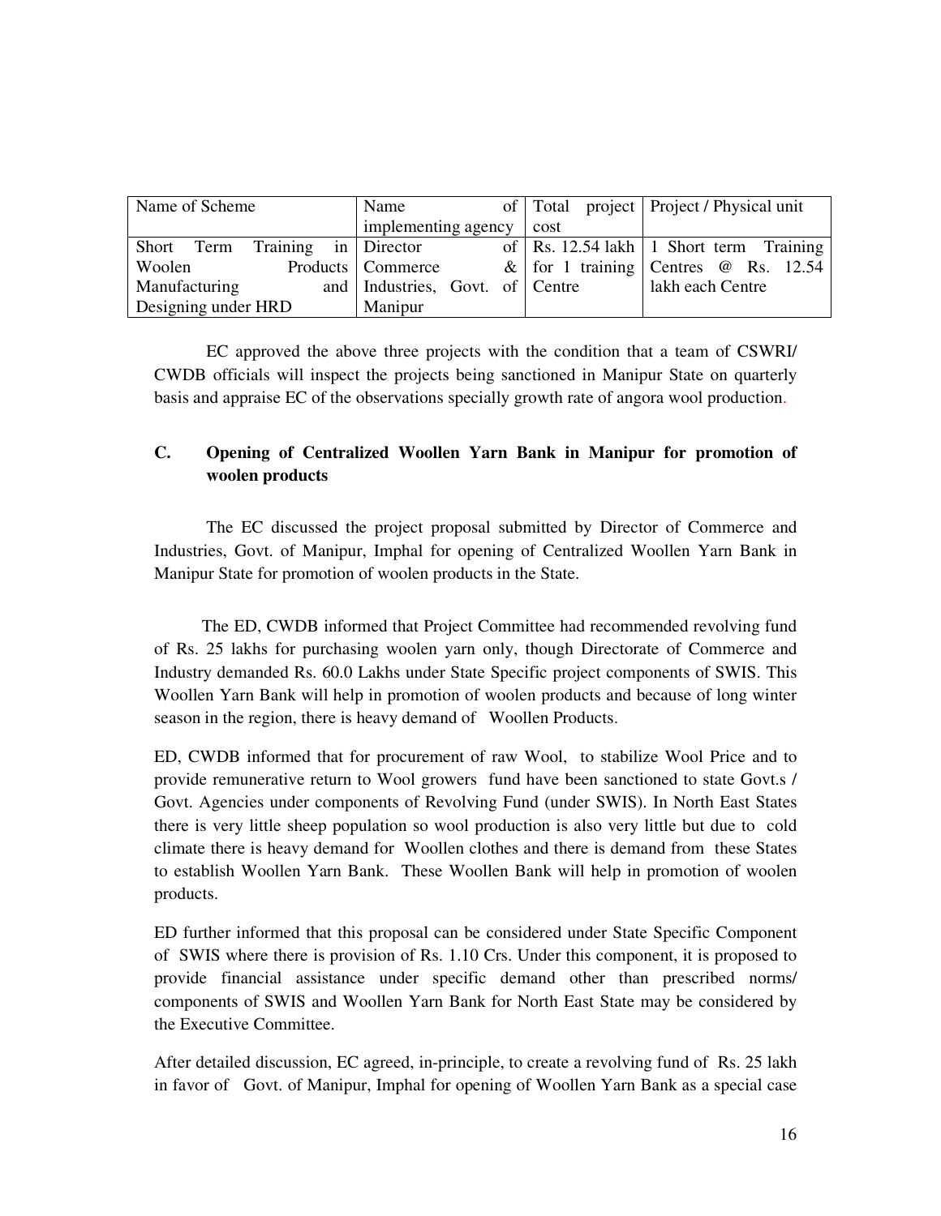| Name of Scheme | Name of implementing agency | Total project cost | Project / Physical unit |
| --- | --- | --- | --- |
| Short Term Training in Woolen Products Manufacturing and Designing under HRD | Director of Commerce & Industries, Govt. of Manipur | Rs. 12.54 lakh for 1 training Centre | 1 Short term Training Centres @ Rs. 12.54 lakh each Centre |

EC approved the above three projects with the condition that a team of CSWRI/ CWDB officials will inspect the projects being sanctioned in Manipur State on quarterly basis and appraise EC of the observations specially growth rate of angora wool production.

## C. Opening of Centralized Woollen Yarn Bank in Manipur for promotion of woolen products

The EC discussed the project proposal submitted by Director of Commerce and Industries, Govt. of Manipur, Imphal for opening of Centralized Woollen Yarn Bank in Manipur State for promotion of woolen products in the State.

The ED, CWDB informed that Project Committee had recommended revolving fund of Rs. 25 lakhs for purchasing woolen yarn only, though Directorate of Commerce and Industry demanded Rs. 60.0 Lakhs under State Specific project components of SWIS. This Woollen Yarn Bank will help in promotion of woolen products and because of long winter season in the region, there is heavy demand of Woollen Products.

ED, CWDB informed that for procurement of raw Wool, to stabilize Wool Price and to provide remunerative return to Wool growers fund have been sanctioned to state Govt.s / Govt. Agencies under components of Revolving Fund (under SWIS). In North East States there is very little sheep population so wool production is also very little but due to cold climate there is heavy demand for Woollen clothes and there is demand from these States to establish Woollen Yarn Bank. These Woollen Bank will help in promotion of woolen products.

ED further informed that this proposal can be considered under State Specific Component of SWIS where there is provision of Rs. 1.10 Crs. Under this component, it is proposed to provide financial assistance under specific demand other than prescribed norms/ components of SWIS and Woollen Yarn Bank for North East State may be considered by the Executive Committee.

After detailed discussion, EC agreed, in-principle, to create a revolving fund of Rs. 25 lakh in favor of Govt. of Manipur, Imphal for opening of Woollen Yarn Bank as a special case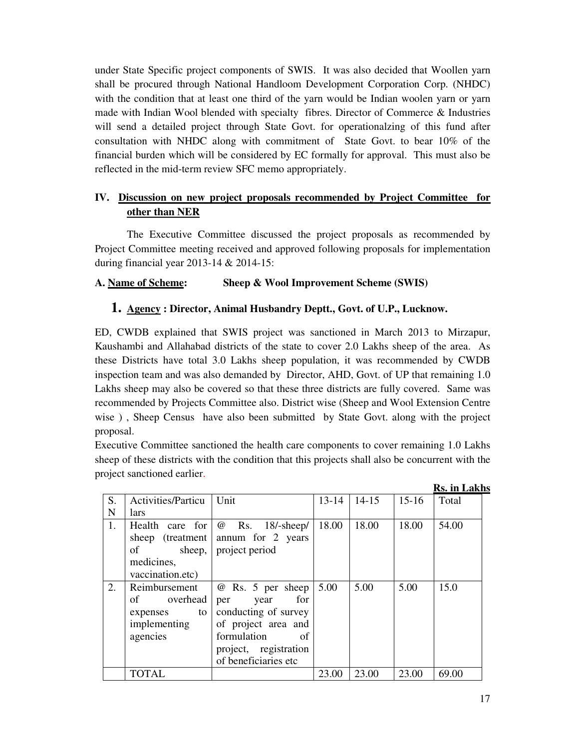under State Specific project components of SWIS. It was also decided that Woollen yarn shall be procured through National Handloom Development Corporation Corp. (NHDC) with the condition that at least one third of the yarn would be Indian woolen yarn or yarn made with Indian Wool blended with specialty fibres. Director of Commerce & Industries will send a detailed project through State Govt. for operationalzing of this fund after consultation with NHDC along with commitment of State Govt. to bear 10% of the financial burden which will be considered by EC formally for approval. This must also be reflected in the mid-term review SFC memo appropriately.

## IV. Discussion on new project proposals recommended by Project Committee for other than NER

The Executive Committee discussed the project proposals as recommended by Project Committee meeting received and approved following proposals for implementation during financial year 2013-14 & 2014-15:

**A. Name of Scheme: Sheep & Wool Improvement Scheme (SWIS)**

### 1. Agency : Director, Animal Husbandry Deptt., Govt. of U.P., Lucknow.

ED, CWDB explained that SWIS project was sanctioned in March 2013 to Mirzapur, Kaushambi and Allahabad districts of the state to cover 2.0 Lakhs sheep of the area. As these Districts have total 3.0 Lakhs sheep population, it was recommended by CWDB inspection team and was also demanded by Director, AHD, Govt. of UP that remaining 1.0 Lakhs sheep may also be covered so that these three districts are fully covered. Same was recommended by Projects Committee also. District wise (Sheep and Wool Extension Centre wise ) , Sheep Census have also been submitted by State Govt. along with the project proposal.

Executive Committee sanctioned the health care components to cover remaining 1.0 Lakhs sheep of these districts with the condition that this projects shall also be concurrent with the project sanctioned earlier.

**Rs. in Lakhs**

| S. N | Activities/Particulars | Unit | 13-14 | 14-15 | 15-16 | Total |
|---|---|---|---|---|---|---|
| 1. | Health care for sheep (treatment of sheep, medicines, vaccination.etc) | @ Rs. 18/-sheep/ annum for 2 years project period | 18.00 | 18.00 | 18.00 | 54.00 |
| 2. | Reimbursement of overhead expenses to implementing agencies | @ Rs. 5 per sheep per year for conducting of survey of project area and formulation of project, registration of beneficiaries etc | 5.00 | 5.00 | 5.00 | 15.0 |
| | TOTAL | | 23.00 | 23.00 | 23.00 | 69.00 |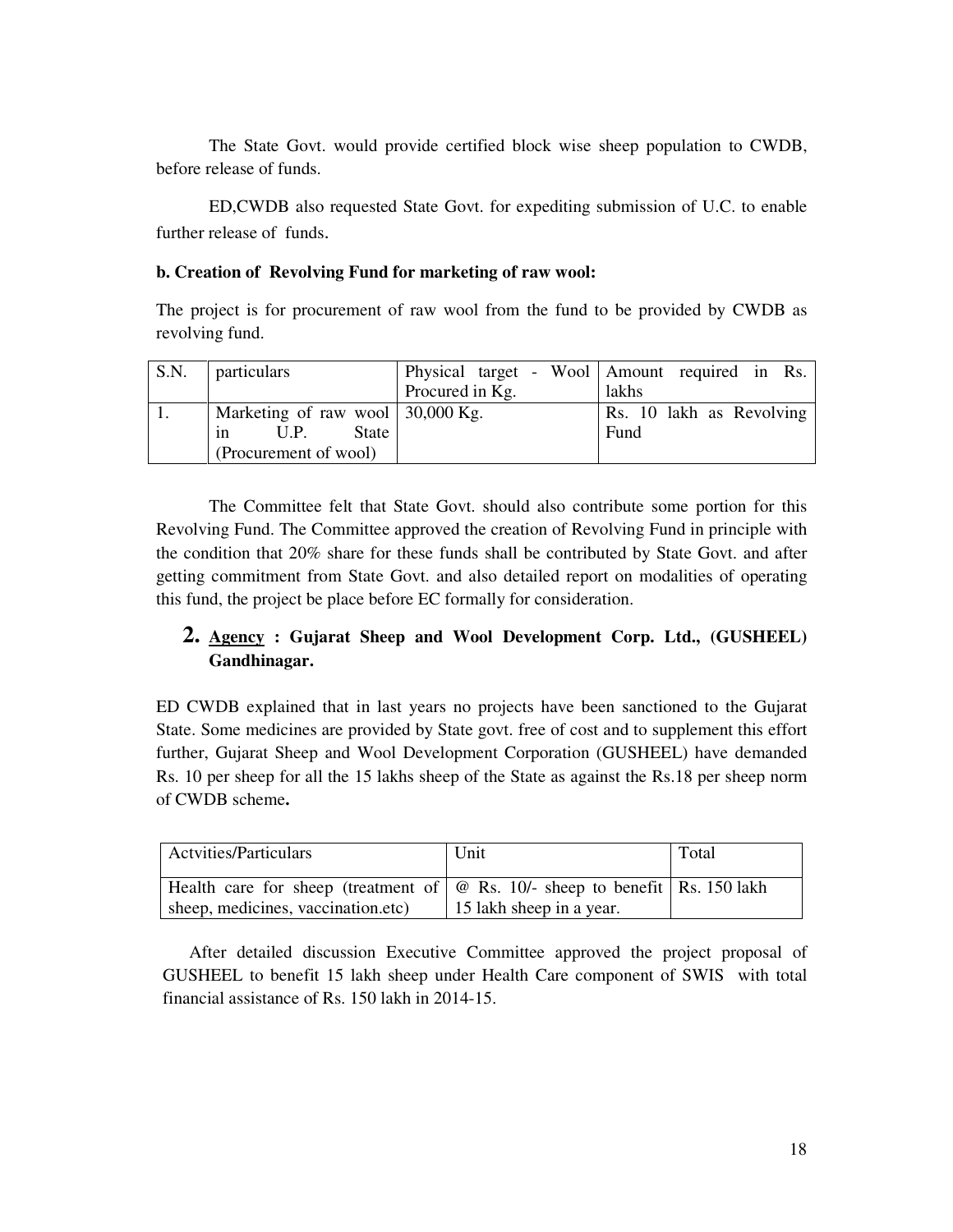The State Govt. would provide certified block wise sheep population to CWDB, before release of funds.

ED,CWDB also requested State Govt. for expediting submission of U.C. to enable further release of funds.

**b. Creation of Revolving Fund for marketing of raw wool:**

The project is for procurement of raw wool from the fund to be provided by CWDB as revolving fund.

| S.N. | particulars | Physical target - Wool Procured in Kg. | Amount required in Rs. lakhs |
|---|---|---|---|
| 1. | Marketing of raw wool in U.P. State (Procurement of wool) | 30,000 Kg. | Rs. 10 lakh as Revolving Fund |

The Committee felt that State Govt. should also contribute some portion for this Revolving Fund. The Committee approved the creation of Revolving Fund in principle with the condition that 20% share for these funds shall be contributed by State Govt. and after getting commitment from State Govt. and also detailed report on modalities of operating this fund, the project be place before EC formally for consideration.

## 2. Agency : Gujarat Sheep and Wool Development Corp. Ltd., (GUSHEEL) Gandhinagar.

ED CWDB explained that in last years no projects have been sanctioned to the Gujarat State. Some medicines are provided by State govt. free of cost and to supplement this effort further, Gujarat Sheep and Wool Development Corporation (GUSHEEL) have demanded Rs. 10 per sheep for all the 15 lakhs sheep of the State as against the Rs.18 per sheep norm of CWDB scheme**.**

| Actvities/Particulars | Unit | Total |
|---|---|---|
| Health care for sheep (treatment of sheep, medicines, vaccination.etc) | @ Rs. 10/- sheep to benefit 15 lakh sheep in a year. | Rs. 150 lakh |

After detailed discussion Executive Committee approved the project proposal of GUSHEEL to benefit 15 lakh sheep under Health Care component of SWIS with total financial assistance of Rs. 150 lakh in 2014-15.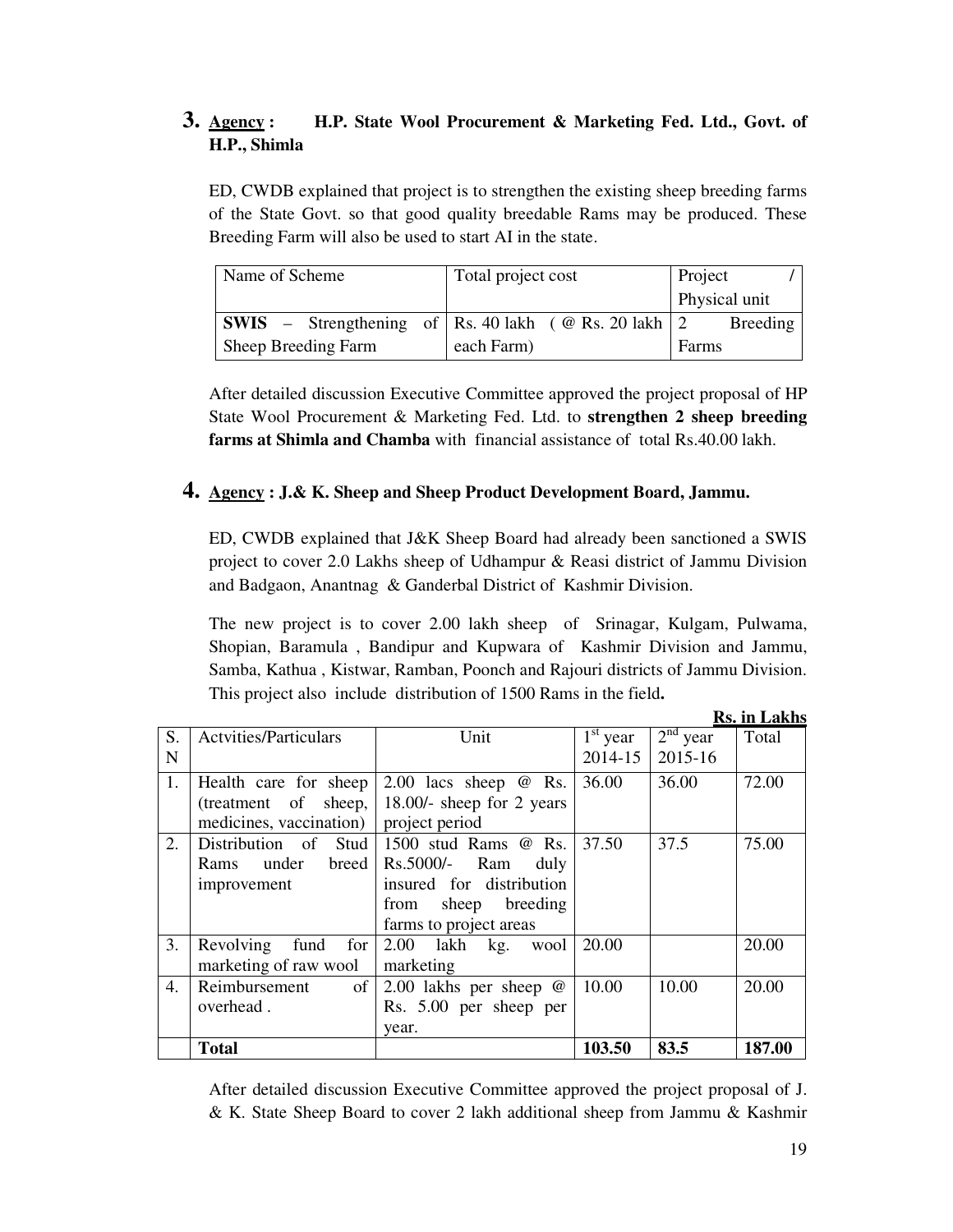## 3. Agency : H.P. State Wool Procurement & Marketing Fed. Ltd., Govt. of H.P., Shimla

ED, CWDB explained that project is to strengthen the existing sheep breeding farms of the State Govt. so that good quality breedable Rams may be produced. These Breeding Farm will also be used to start AI in the state.

| Name of Scheme | Total project cost | Project / Physical unit |
|---|---|---|
| **SWIS** – Strengthening of Sheep Breeding Farm | Rs. 40 lakh ( @ Rs. 20 lakh each Farm) | 2 Breeding Farms |

After detailed discussion Executive Committee approved the project proposal of HP State Wool Procurement & Marketing Fed. Ltd. to **strengthen 2 sheep breeding farms at Shimla and Chamba** with financial assistance of total Rs.40.00 lakh.

## 4. Agency : J.& K. Sheep and Sheep Product Development Board, Jammu.

ED, CWDB explained that J&K Sheep Board had already been sanctioned a SWIS project to cover 2.0 Lakhs sheep of Udhampur & Reasi district of Jammu Division and Badgaon, Anantnag & Ganderbal District of Kashmir Division.

The new project is to cover 2.00 lakh sheep of Srinagar, Kulgam, Pulwama, Shopian, Baramula , Bandipur and Kupwara of Kashmir Division and Jammu, Samba, Kathua , Kistwar, Ramban, Poonch and Rajouri districts of Jammu Division. This project also include distribution of 1500 Rams in the field**.**

**Rs. in Lakhs**

| S. N | Actvities/Particulars | Unit | 1st year 2014-15 | 2nd year 2015-16 | Total |
|---|---|---|---|---|---|
| 1. | Health care for sheep (treatment of sheep, medicines, vaccination) | 2.00 lacs sheep @ Rs. 18.00/- sheep for 2 years project period | 36.00 | 36.00 | 72.00 |
| 2. | Distribution of Stud Rams under breed improvement | 1500 stud Rams @ Rs. Rs.5000/- Ram duly insured for distribution from sheep breeding farms to project areas | 37.50 | 37.5 | 75.00 |
| 3. | Revolving fund for marketing of raw wool | 2.00 lakh kg. wool marketing | 20.00 | | 20.00 |
| 4. | Reimbursement of overhead . | 2.00 lakhs per sheep @ Rs. 5.00 per sheep per year. | 10.00 | 10.00 | 20.00 |
| | **Total** | | **103.50** | **83.5** | **187.00** |

After detailed discussion Executive Committee approved the project proposal of J. & K. State Sheep Board to cover 2 lakh additional sheep from Jammu & Kashmir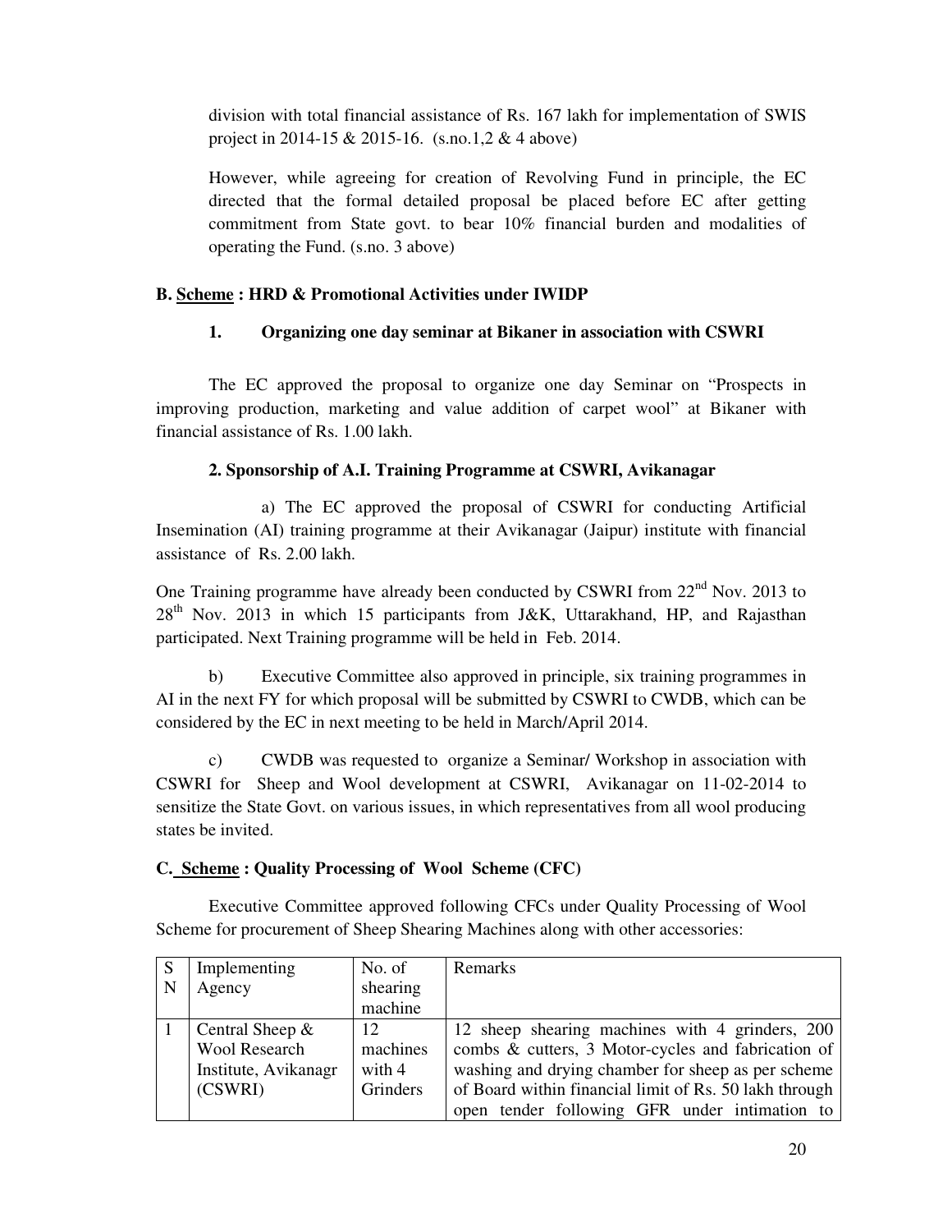division with total financial assistance of Rs. 167 lakh for implementation of SWIS project in 2014-15 & 2015-16. (s.no.1,2 & 4 above)

However, while agreeing for creation of Revolving Fund in principle, the EC directed that the formal detailed proposal be placed before EC after getting commitment from State govt. to bear 10% financial burden and modalities of operating the Fund. (s.no. 3 above)

**B. Scheme : HRD & Promotional Activities under IWIDP**

**1. Organizing one day seminar at Bikaner in association with CSWRI**

The EC approved the proposal to organize one day Seminar on "Prospects in improving production, marketing and value addition of carpet wool" at Bikaner with financial assistance of Rs. 1.00 lakh.

**2. Sponsorship of A.I. Training Programme at CSWRI, Avikanagar**

a) The EC approved the proposal of CSWRI for conducting Artificial Insemination (AI) training programme at their Avikanagar (Jaipur) institute with financial assistance of Rs. 2.00 lakh.

One Training programme have already been conducted by CSWRI from 22nd Nov. 2013 to 28th Nov. 2013 in which 15 participants from J&K, Uttarakhand, HP, and Rajasthan participated. Next Training programme will be held in Feb. 2014.

b) Executive Committee also approved in principle, six training programmes in AI in the next FY for which proposal will be submitted by CSWRI to CWDB, which can be considered by the EC in next meeting to be held in March/April 2014.

c) CWDB was requested to organize a Seminar/ Workshop in association with CSWRI for Sheep and Wool development at CSWRI, Avikanagar on 11-02-2014 to sensitize the State Govt. on various issues, in which representatives from all wool producing states be invited.

**C. Scheme : Quality Processing of Wool Scheme (CFC)**

Executive Committee approved following CFCs under Quality Processing of Wool Scheme for procurement of Sheep Shearing Machines along with other accessories:

| SN | Implementing Agency | No. of shearing machine | Remarks |
|---|---|---|---|
| 1 | Central Sheep & Wool Research Institute, Avikanagr (CSWRI) | 12 machines with 4 Grinders | 12 sheep shearing machines with 4 grinders, 200 combs & cutters, 3 Motor-cycles and fabrication of washing and drying chamber for sheep as per scheme of Board within financial limit of Rs. 50 lakh through open tender following GFR under intimation to |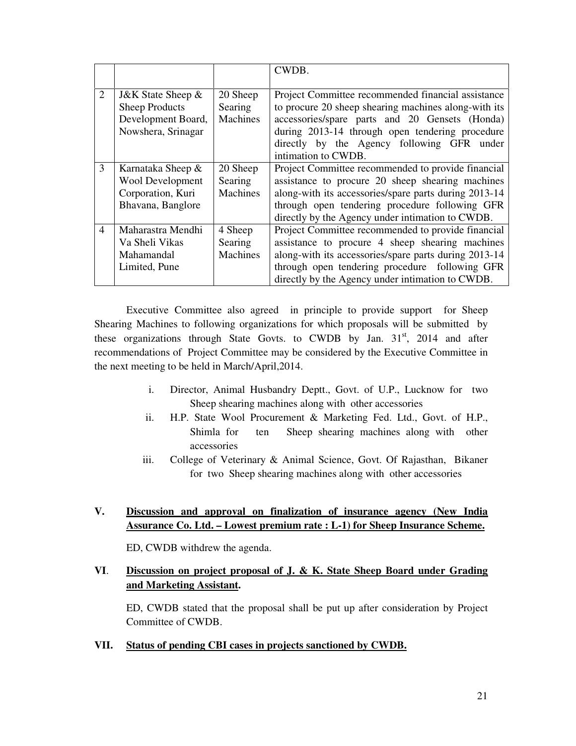|   |   |   | CWDB. |
|---|---|---|---|
| 2 | J&K State Sheep & Sheep Products Development Board, Nowshera, Srinagar | 20 Sheep Searing Machines | Project Committee recommended financial assistance to procure 20 sheep shearing machines along-with its accessories/spare parts and 20 Gensets (Honda) during 2013-14 through open tendering procedure directly by the Agency following GFR under intimation to CWDB. |
| 3 | Karnataka Sheep & Wool Development Corporation, Kuri Bhavana, Banglore | 20 Sheep Searing Machines | Project Committee recommended to provide financial assistance to procure 20 sheep shearing machines along-with its accessories/spare parts during 2013-14 through open tendering procedure following GFR directly by the Agency under intimation to CWDB. |
| 4 | Maharastra Mendhi Va Sheli Vikas Mahamandal Limited, Pune | 4 Sheep Searing Machines | Project Committee recommended to provide financial assistance to procure 4 sheep shearing machines along-with its accessories/spare parts during 2013-14 through open tendering procedure following GFR directly by the Agency under intimation to CWDB. |

Executive Committee also agreed in principle to provide support for Sheep Shearing Machines to following organizations for which proposals will be submitted by these organizations through State Govts. to CWDB by Jan. 31st, 2014 and after recommendations of Project Committee may be considered by the Executive Committee in the next meeting to be held in March/April,2014.

i. Director, Animal Husbandry Deptt., Govt. of U.P., Lucknow for two Sheep shearing machines along with other accessories
ii. H.P. State Wool Procurement & Marketing Fed. Ltd., Govt. of H.P., Shimla for ten Sheep shearing machines along with other accessories
iii. College of Veterinary & Animal Science, Govt. Of Rajasthan, Bikaner for two Sheep shearing machines along with other accessories

**V. Discussion and approval on finalization of insurance agency (New India Assurance Co. Ltd. – Lowest premium rate : L-1) for Sheep Insurance Scheme.**

ED, CWDB withdrew the agenda.

**VI. Discussion on project proposal of J. & K. State Sheep Board under Grading and Marketing Assistant.**

ED, CWDB stated that the proposal shall be put up after consideration by Project Committee of CWDB.

**VII. Status of pending CBI cases in projects sanctioned by CWDB.**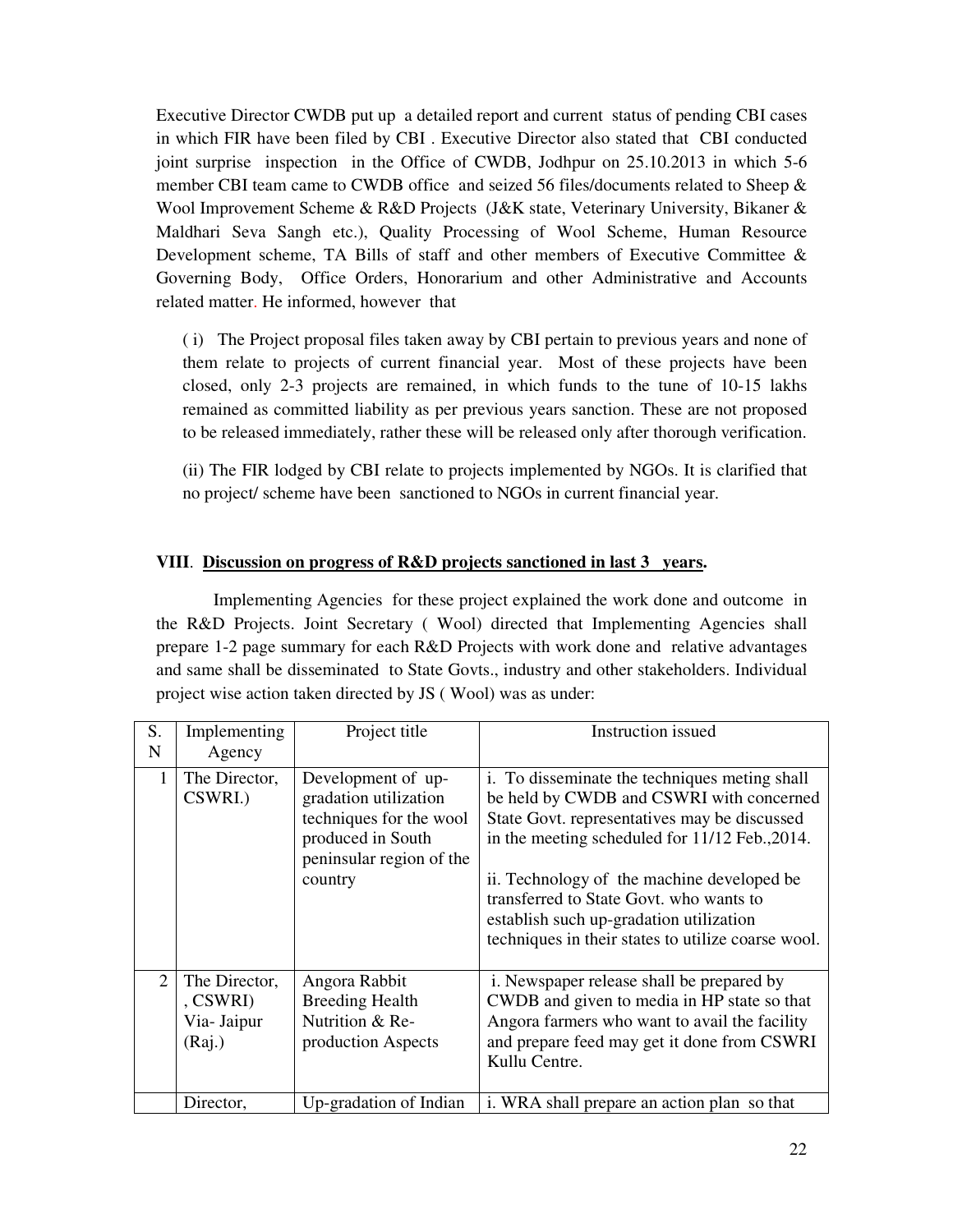Executive Director CWDB put up a detailed report and current status of pending CBI cases in which FIR have been filed by CBI . Executive Director also stated that CBI conducted joint surprise inspection in the Office of CWDB, Jodhpur on 25.10.2013 in which 5-6 member CBI team came to CWDB office and seized 56 files/documents related to Sheep & Wool Improvement Scheme & R&D Projects (J&K state, Veterinary University, Bikaner & Maldhari Seva Sangh etc.), Quality Processing of Wool Scheme, Human Resource Development scheme, TA Bills of staff and other members of Executive Committee & Governing Body, Office Orders, Honorarium and other Administrative and Accounts related matter. He informed, however that

( i) The Project proposal files taken away by CBI pertain to previous years and none of them relate to projects of current financial year. Most of these projects have been closed, only 2-3 projects are remained, in which funds to the tune of 10-15 lakhs remained as committed liability as per previous years sanction. These are not proposed to be released immediately, rather these will be released only after thorough verification.

(ii) The FIR lodged by CBI relate to projects implemented by NGOs. It is clarified that no project/ scheme have been sanctioned to NGOs in current financial year.

### VIII. Discussion on progress of R&D projects sanctioned in last 3 years.

Implementing Agencies for these project explained the work done and outcome in the R&D Projects. Joint Secretary ( Wool) directed that Implementing Agencies shall prepare 1-2 page summary for each R&D Projects with work done and relative advantages and same shall be disseminated to State Govts., industry and other stakeholders. Individual project wise action taken directed by JS ( Wool) was as under:

| S. N | Implementing Agency | Project title | Instruction issued |
|---|---|---|---|
| 1 | The Director, CSWRI.) | Development of up-gradation utilization techniques for the wool produced in South peninsular region of the country | i. To disseminate the techniques meting shall be held by CWDB and CSWRI with concerned State Govt. representatives may be discussed in the meeting scheduled for 11/12 Feb.,2014.<br><br>ii. Technology of the machine developed be transferred to State Govt. who wants to establish such up-gradation utilization techniques in their states to utilize coarse wool. |
| 2 | The Director, , CSWRI) Via- Jaipur (Raj.) | Angora Rabbit Breeding Health Nutrition & Re-production Aspects | i. Newspaper release shall be prepared by CWDB and given to media in HP state so that Angora farmers who want to avail the facility and prepare feed may get it done from CSWRI Kullu Centre. |
| | Director, | Up-gradation of Indian | i. WRA shall prepare an action plan so that |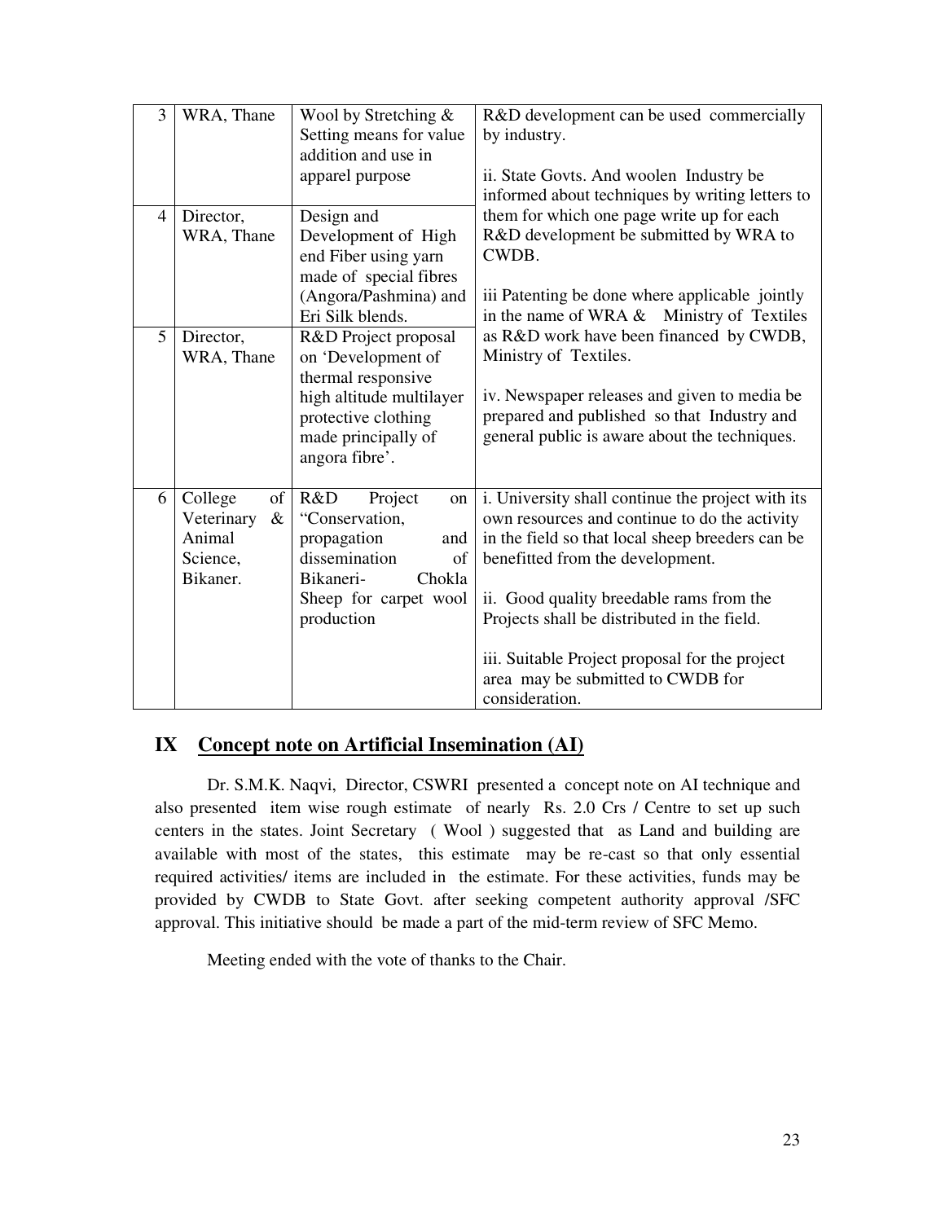| 3 | WRA, Thane | Wool by Stretching & Setting means for value addition and use in apparel purpose | R&D development can be used commercially by industry.<br><br>ii. State Govts. And woolen Industry be informed about techniques by writing letters to them for which one page write up for each R&D development be submitted by WRA to CWDB.<br><br>iii Patenting be done where applicable jointly in the name of WRA & Ministry of Textiles as R&D work have been financed by CWDB, Ministry of Textiles.<br><br>iv. Newspaper releases and given to media be prepared and published so that Industry and general public is aware about the techniques. |
|---|---|---|---|
| 4 | Director, WRA, Thane | Design and Development of High end Fiber using yarn made of special fibres (Angora/Pashmina) and Eri Silk blends. | |
| 5 | Director, WRA, Thane | R&D Project proposal on 'Development of thermal responsive high altitude multilayer protective clothing made principally of angora fibre'. | |
| 6 | College of Veterinary & Animal Science, Bikaner. | R&D Project on "Conservation, propagation and dissemination of Bikaneri- Chokla Sheep for carpet wool production | i. University shall continue the project with its own resources and continue to do the activity in the field so that local sheep breeders can be benefitted from the development.<br><br>ii. Good quality breedable rams from the Projects shall be distributed in the field.<br><br>iii. Suitable Project proposal for the project area may be submitted to CWDB for consideration. |

## IX Concept note on Artificial Insemination (AI)

Dr. S.M.K. Naqvi, Director, CSWRI presented a concept note on AI technique and also presented item wise rough estimate of nearly Rs. 2.0 Crs / Centre to set up such centers in the states. Joint Secretary ( Wool ) suggested that as Land and building are available with most of the states, this estimate may be re-cast so that only essential required activities/ items are included in the estimate. For these activities, funds may be provided by CWDB to State Govt. after seeking competent authority approval /SFC approval. This initiative should be made a part of the mid-term review of SFC Memo.

Meeting ended with the vote of thanks to the Chair.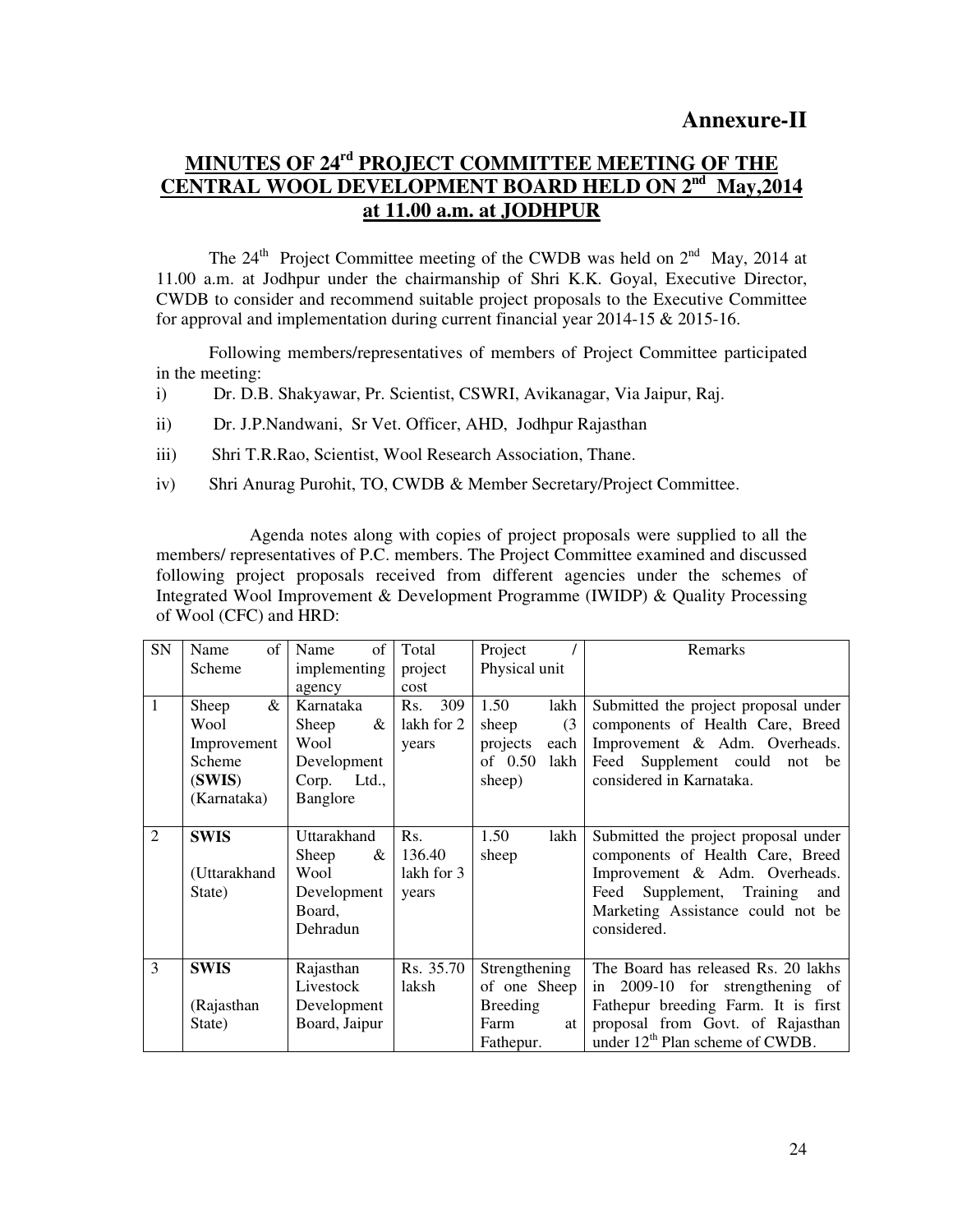**Annexure-II**

## MINUTES OF 24rd PROJECT COMMITTEE MEETING OF THE CENTRAL WOOL DEVELOPMENT BOARD HELD ON 2nd May,2014 at 11.00 a.m. at JODHPUR

The 24th Project Committee meeting of the CWDB was held on 2nd May, 2014 at 11.00 a.m. at Jodhpur under the chairmanship of Shri K.K. Goyal, Executive Director, CWDB to consider and recommend suitable project proposals to the Executive Committee for approval and implementation during current financial year 2014-15 & 2015-16.

Following members/representatives of members of Project Committee participated in the meeting:

i) Dr. D.B. Shakyawar, Pr. Scientist, CSWRI, Avikanagar, Via Jaipur, Raj.

ii) Dr. J.P.Nandwani, Sr Vet. Officer, AHD, Jodhpur Rajasthan

iii) Shri T.R.Rao, Scientist, Wool Research Association, Thane.

iv) Shri Anurag Purohit, TO, CWDB & Member Secretary/Project Committee.

Agenda notes along with copies of project proposals were supplied to all the members/ representatives of P.C. members. The Project Committee examined and discussed following project proposals received from different agencies under the schemes of Integrated Wool Improvement & Development Programme (IWIDP) & Quality Processing of Wool (CFC) and HRD:

| SN | Name of Scheme | Name of implementing agency | Total project cost | Project / Physical unit | Remarks |
|---|---|---|---|---|---|
| 1 | Sheep & Wool Improvement Scheme (**SWIS**) (Karnataka) | Karnataka Sheep & Wool Development Corp. Ltd., Banglore | Rs. 309 lakh for 2 years | 1.50 lakh sheep (3 projects each of 0.50 lakh sheep) | Submitted the project proposal under components of Health Care, Breed Improvement & Adm. Overheads. Feed Supplement could not be considered in Karnataka. |
| 2 | **SWIS** (Uttarakhand State) | Uttarakhand Sheep & Wool Development Board, Dehradun | Rs. 136.40 lakh for 3 years | 1.50 lakh sheep | Submitted the project proposal under components of Health Care, Breed Improvement & Adm. Overheads. Feed Supplement, Training and Marketing Assistance could not be considered. |
| 3 | **SWIS** (Rajasthan State) | Rajasthan Livestock Development Board, Jaipur | Rs. 35.70 laksh | Strengthening of one Sheep Breeding Farm at Fathepur. | The Board has released Rs. 20 lakhs in 2009-10 for strengthening of Fathepur breeding Farm. It is first proposal from Govt. of Rajasthan under 12th Plan scheme of CWDB. |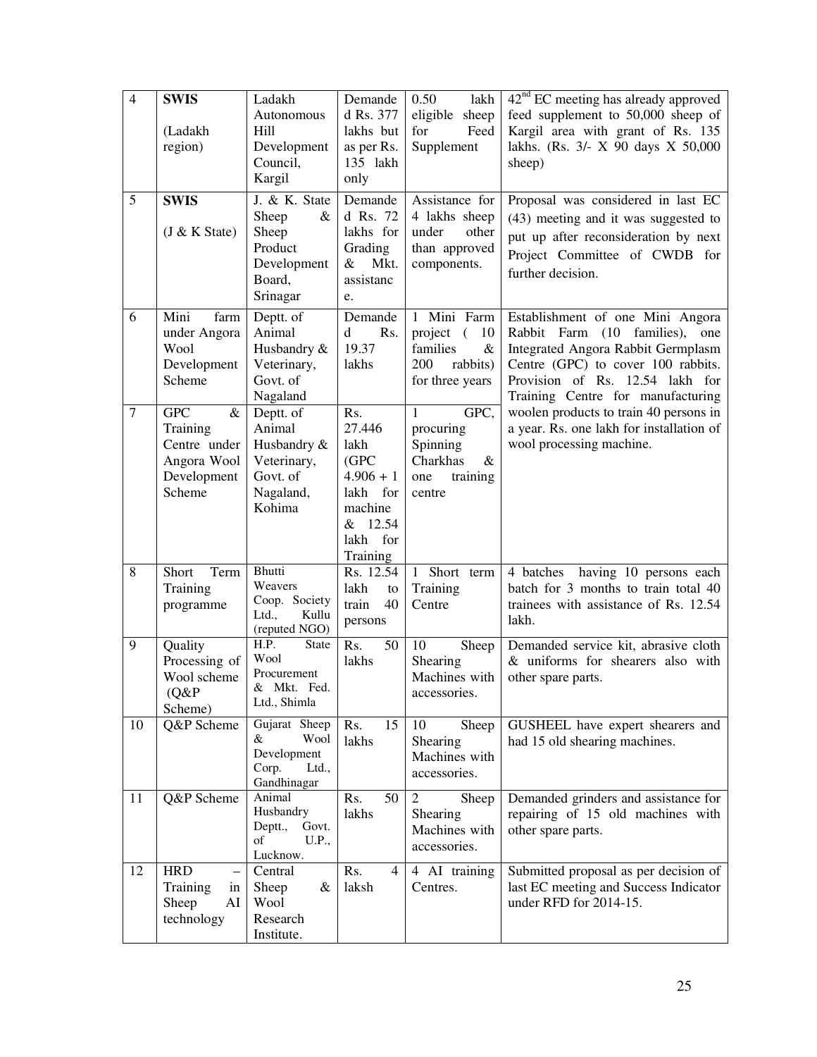| 4 | **SWIS** (Ladakh region) | Ladakh Autonomous Hill Development Council, Kargil | Demanded Rs. 377 lakhs but as per Rs. 135 lakh only | 0.50 lakh eligible sheep for Feed Supplement | 42[nd] EC meeting has already approved feed supplement to 50,000 sheep of Kargil area with grant of Rs. 135 lakhs. (Rs. 3/- X 90 days X 50,000 sheep) |
|---|---|---|---|---|---|
| 5 | **SWIS** (J & K State) | J. & K. State Sheep & Sheep Product Development Board, Srinagar | Demanded Rs. 72 lakhs for Grading & Mkt. assistance. | Assistance for 4 lakhs sheep under other than approved components. | Proposal was considered in last EC (43) meeting and it was suggested to put up after reconsideration by next Project Committee of CWDB for further decision. |
| 6 | Mini farm under Angora Wool Development Scheme | Deptt. of Animal Husbandry & Veterinary, Govt. of Nagaland | Demanded Rs. 19.37 lakhs | 1 Mini Farm project ( 10 families & 200 rabbits) for three years | Establishment of one Mini Angora Rabbit Farm (10 families), one Integrated Angora Rabbit Germplasm Centre (GPC) to cover 100 rabbits. Provision of Rs. 12.54 lakh for Training Centre for manufacturing woolen products to train 40 persons in a year. Rs. one lakh for installation of wool processing machine. |
| 7 | GPC & Training Centre under Angora Wool Development Scheme | Deptt. of Animal Husbandry & Veterinary, Govt. of Nagaland, Kohima | Rs. 27.446 lakh (GPC 4.906 + 1 lakh for machine & 12.54 lakh for Training | 1 GPC, procuring Spinning Charkhas & one training centre | |
| 8 | Short Term Training programme | Bhutti Weavers Coop. Society Ltd., Kullu (reputed NGO) | Rs. 12.54 lakh to train 40 persons | 1 Short term Training Centre | 4 batches having 10 persons each batch for 3 months to train total 40 trainees with assistance of Rs. 12.54 lakh. |
| 9 | Quality Processing of Wool scheme (Q&P Scheme) | H.P. State Wool Procurement & Mkt. Fed. Ltd., Shimla | Rs. 50 lakhs | 10 Sheep Shearing Machines with accessories. | Demanded service kit, abrasive cloth & uniforms for shearers also with other spare parts. |
| 10 | Q&P Scheme | Gujarat Sheep & Wool Development Corp. Ltd., Gandhinagar | Rs. 15 lakhs | 10 Sheep Shearing Machines with accessories. | GUSHEEL have expert shearers and had 15 old shearing machines. |
| 11 | Q&P Scheme | Animal Husbandry Deptt., Govt. of U.P., Lucknow. | Rs. 50 lakhs | 2 Sheep Shearing Machines with accessories. | Demanded grinders and assistance for repairing of 15 old machines with other spare parts. |
| 12 | HRD – Training in Sheep AI technology | Central Sheep & Wool Research Institute. | Rs. 4 laksh | 4 AI training Centres. | Submitted proposal as per decision of last EC meeting and Success Indicator under RFD for 2014-15. |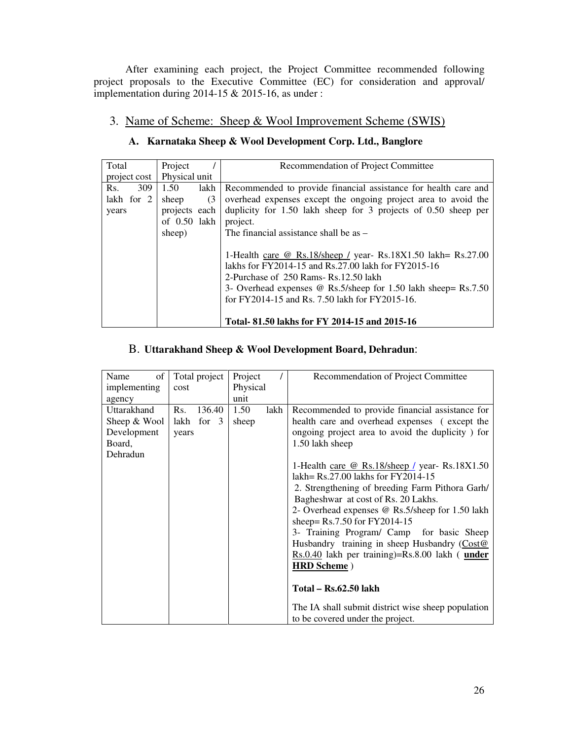After examining each project, the Project Committee recommended following project proposals to the Executive Committee (EC) for consideration and approval/ implementation during 2014-15 & 2015-16, as under :

## 3. Name of Scheme: Sheep & Wool Improvement Scheme (SWIS)

### A. Karnataka Sheep & Wool Development Corp. Ltd., Banglore

| Total project cost | Project / Physical unit | Recommendation of Project Committee |
|---|---|---|
| Rs. 309 lakh for 2 years | 1.50 lakh sheep (3 projects each of 0.50 lakh sheep) | Recommended to provide financial assistance for health care and overhead expenses except the ongoing project area to avoid the duplicity for 1.50 lakh sheep for 3 projects of 0.50 sheep per project.<br>The financial assistance shall be as –<br><br>1-Health care @ Rs.18/sheep / year- Rs.18X1.50 lakh= Rs.27.00 lakhs for FY2014-15 and Rs.27.00 lakh for FY2015-16<br>2-Purchase of 250 Rams- Rs.12.50 lakh<br>3- Overhead expenses @ Rs.5/sheep for 1.50 lakh sheep= Rs.7.50 for FY2014-15 and Rs. 7.50 lakh for FY2015-16.<br><br>**Total- 81.50 lakhs for FY 2014-15 and 2015-16** |

### B. Uttarakhand Sheep & Wool Development Board, Dehradun:

| Name of implementing agency | Total project cost | Project / Physical unit | Recommendation of Project Committee |
|---|---|---|---|
| Uttarakhand Sheep & Wool Development Board, Dehradun | Rs. 136.40 lakh for 3 years | 1.50 lakh sheep | Recommended to provide financial assistance for health care and overhead expenses ( except the ongoing project area to avoid the duplicity ) for 1.50 lakh sheep<br><br>1-Health care @ Rs.18/sheep / year- Rs.18X1.50 lakh= Rs.27.00 lakhs for FY2014-15<br>2. Strengthening of breeding Farm Pithora Garh/ Bagheshwar at cost of Rs. 20 Lakhs.<br>2- Overhead expenses @ Rs.5/sheep for 1.50 lakh sheep= Rs.7.50 for FY2014-15<br>3- Training Program/ Camp for basic Sheep Husbandry training in sheep Husbandry (Cost@ Rs.0.40 lakh per training)=Rs.8.00 lakh ( **under HRD Scheme** )<br><br>**Total – Rs.62.50 lakh**<br><br>The IA shall submit district wise sheep population to be covered under the project. |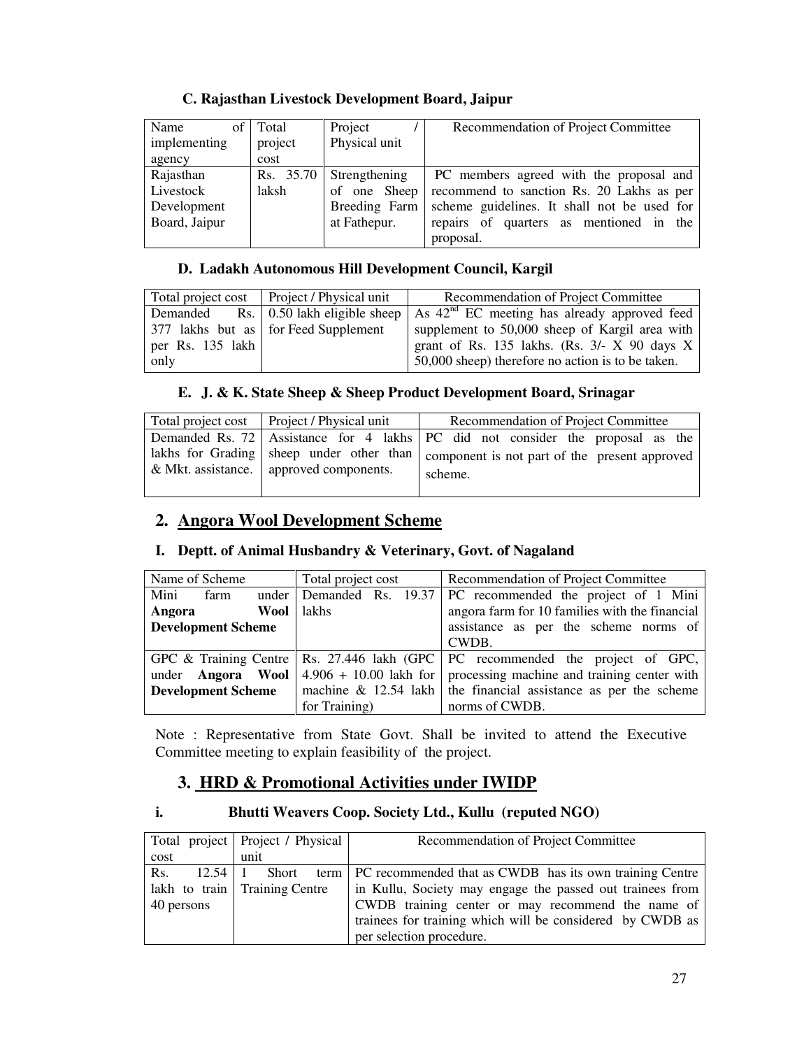### C. Rajasthan Livestock Development Board, Jaipur

| Name of implementing agency | Total project cost | Project / Physical unit | Recommendation of Project Committee |
|---|---|---|---|
| Rajasthan Livestock Development Board, Jaipur | Rs. 35.70 laksh | Strengthening of one Sheep Breeding Farm at Fathepur. | PC members agreed with the proposal and recommend to sanction Rs. 20 Lakhs as per scheme guidelines. It shall not be used for repairs of quarters as mentioned in the proposal. |

### D. Ladakh Autonomous Hill Development Council, Kargil

| Total project cost | Project / Physical unit | Recommendation of Project Committee |
|---|---|---|
| Demanded Rs. 377 lakhs but as per Rs. 135 lakh only | 0.50 lakh eligible sheep for Feed Supplement | As 42nd EC meeting has already approved feed supplement to 50,000 sheep of Kargil area with grant of Rs. 135 lakhs. (Rs. 3/- X 90 days X 50,000 sheep) therefore no action is to be taken. |

### E. J. & K. State Sheep & Sheep Product Development Board, Srinagar

| Total project cost | Project / Physical unit | Recommendation of Project Committee |
|---|---|---|
| Demanded Rs. 72 lakhs for Grading & Mkt. assistance. | Assistance for 4 lakhs sheep under other than approved components. | PC did not consider the proposal as the component is not part of the present approved scheme. |

## 2. Angora Wool Development Scheme

### I. Deptt. of Animal Husbandry & Veterinary, Govt. of Nagaland

| Name of Scheme | Total project cost | Recommendation of Project Committee |
|---|---|---|
| Mini farm under **Angora Wool Development Scheme** | Demanded Rs. 19.37 lakhs | PC recommended the project of 1 Mini angora farm for 10 families with the financial assistance as per the scheme norms of CWDB. |
| GPC & Training Centre under **Angora Wool Development Scheme** | Rs. 27.446 lakh (GPC 4.906 + 10.00 lakh for machine & 12.54 lakh for Training) | PC recommended the project of GPC, processing machine and training center with the financial assistance as per the scheme norms of CWDB. |

Note : Representative from State Govt. Shall be invited to attend the Executive Committee meeting to explain feasibility of the project.

## 3. HRD & Promotional Activities under IWIDP

### i. Bhutti Weavers Coop. Society Ltd., Kullu (reputed NGO)

| Total project cost | Project / Physical unit | Recommendation of Project Committee |
|---|---|---|
| Rs. 12.54 lakh to train 40 persons | 1 Short term Training Centre | PC recommended that as CWDB has its own training Centre in Kullu, Society may engage the passed out trainees from CWDB training center or may recommend the name of trainees for training which will be considered by CWDB as per selection procedure. |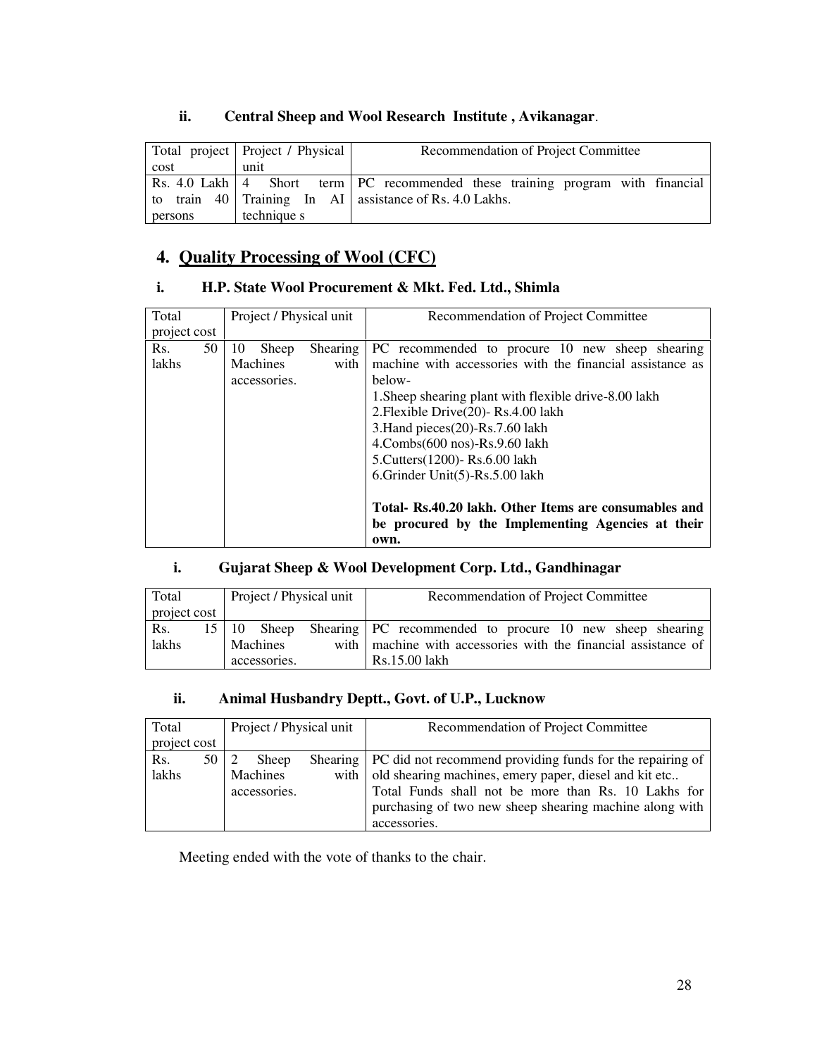### ii. Central Sheep and Wool Research Institute , Avikanagar.

| Total project cost | Project / Physical unit | Recommendation of Project Committee |
|---|---|---|
| Rs. 4.0 Lakh to train 40 persons | 4 Short term Training In AI technique s | PC recommended these training program with financial assistance of Rs. 4.0 Lakhs. |

## 4. <u>Quality Processing of Wool (CFC)</u>

### i. H.P. State Wool Procurement & Mkt. Fed. Ltd., Shimla

| Total project cost | Project / Physical unit | Recommendation of Project Committee |
|---|---|---|
| Rs. 50 lakhs | 10 Sheep Shearing Machines with accessories. | PC recommended to procure 10 new sheep shearing machine with accessories with the financial assistance as below-<br>1.Sheep shearing plant with flexible drive-8.00 lakh<br>2.Flexible Drive(20)- Rs.4.00 lakh<br>3.Hand pieces(20)-Rs.7.60 lakh<br>4.Combs(600 nos)-Rs.9.60 lakh<br>5.Cutters(1200)- Rs.6.00 lakh<br>6.Grinder Unit(5)-Rs.5.00 lakh<br><br>**Total- Rs.40.20 lakh. Other Items are consumables and be procured by the Implementing Agencies at their own.** |

### i. Gujarat Sheep & Wool Development Corp. Ltd., Gandhinagar

| Total project cost | Project / Physical unit | Recommendation of Project Committee |
|---|---|---|
| Rs. 15 lakhs | 10 Sheep Shearing Machines with accessories. | PC recommended to procure 10 new sheep shearing machine with accessories with the financial assistance of Rs.15.00 lakh |

### ii. Animal Husbandry Deptt., Govt. of U.P., Lucknow

| Total project cost | Project / Physical unit | Recommendation of Project Committee |
|---|---|---|
| Rs. 50 lakhs | 2 Sheep Shearing Machines with accessories. | PC did not recommend providing funds for the repairing of old shearing machines, emery paper, diesel and kit etc.. Total Funds shall not be more than Rs. 10 Lakhs for purchasing of two new sheep shearing machine along with accessories. |

Meeting ended with the vote of thanks to the chair.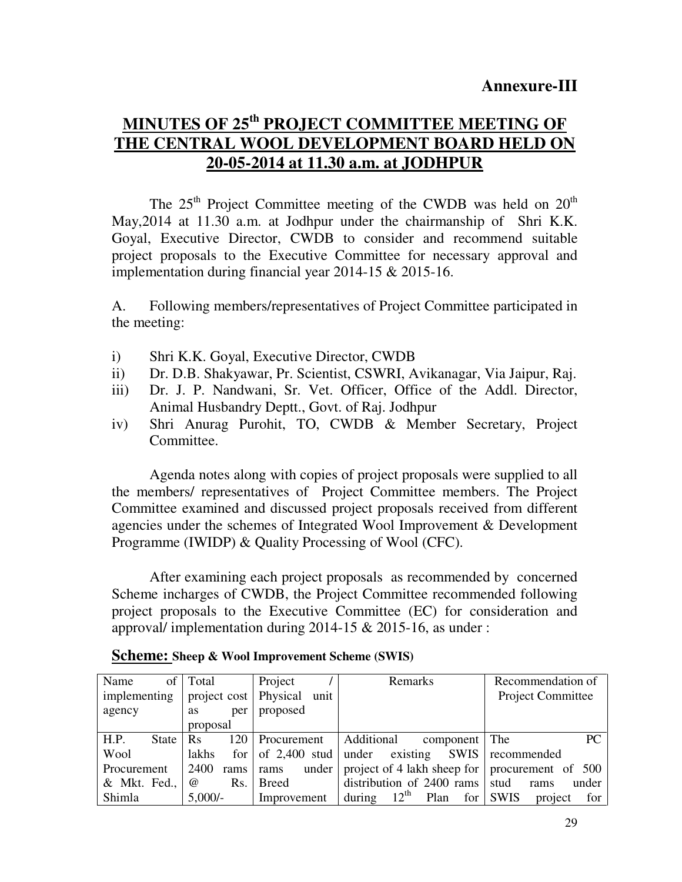**Annexure-III**

# MINUTES OF 25th PROJECT COMMITTEE MEETING OF THE CENTRAL WOOL DEVELOPMENT BOARD HELD ON 20-05-2014 at 11.30 a.m. at JODHPUR

The 25th Project Committee meeting of the CWDB was held on 20th May,2014 at 11.30 a.m. at Jodhpur under the chairmanship of Shri K.K. Goyal, Executive Director, CWDB to consider and recommend suitable project proposals to the Executive Committee for necessary approval and implementation during financial year 2014-15 & 2015-16.

A. Following members/representatives of Project Committee participated in the meeting:

i) Shri K.K. Goyal, Executive Director, CWDB
ii) Dr. D.B. Shakyawar, Pr. Scientist, CSWRI, Avikanagar, Via Jaipur, Raj.
iii) Dr. J. P. Nandwani, Sr. Vet. Officer, Office of the Addl. Director, Animal Husbandry Deptt., Govt. of Raj. Jodhpur
iv) Shri Anurag Purohit, TO, CWDB & Member Secretary, Project Committee.

Agenda notes along with copies of project proposals were supplied to all the members/ representatives of Project Committee members. The Project Committee examined and discussed project proposals received from different agencies under the schemes of Integrated Wool Improvement & Development Programme (IWIDP) & Quality Processing of Wool (CFC).

After examining each project proposals as recommended by concerned Scheme incharges of CWDB, the Project Committee recommended following project proposals to the Executive Committee (EC) for consideration and approval/ implementation during 2014-15 & 2015-16, as under :

**Scheme: Sheep & Wool Improvement Scheme (SWIS)**

| Name of implementing agency | Total project cost as per proposal | Project / Physical unit proposed | Remarks | Recommendation of Project Committee |
|---|---|---|---|---|
| H.P. State Wool Procurement & Mkt. Fed., Shimla | Rs 120 lakhs for 2400 rams @ Rs. 5,000/- | Procurement of 2,400 stud rams under Breed Improvement | Additional component under existing SWIS project of 4 lakh sheep for distribution of 2400 rams during 12th Plan for | The PC recommended procurement of 500 stud rams under SWIS project for |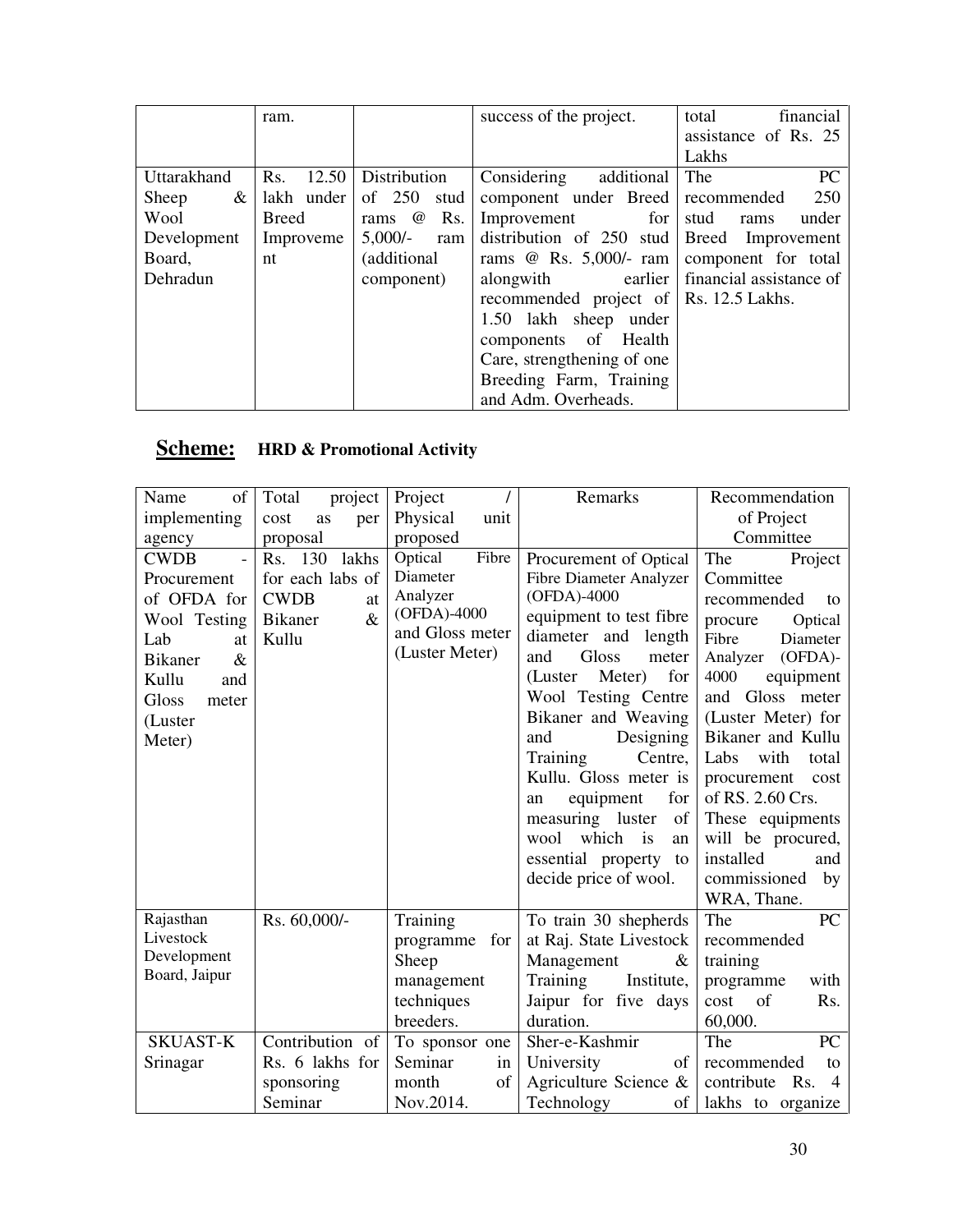| | ram. | | success of the project. | total financial assistance of Rs. 25 Lakhs |
|---|---|---|---|---|
| Uttarakhand Sheep & Wool Development Board, Dehradun | Rs. 12.50 lakh under Breed Improvement | Distribution of 250 stud rams @ Rs. 5,000/- ram (additional component) | Considering additional component under Breed Improvement for distribution of 250 stud rams @ Rs. 5,000/- ram alongwith earlier recommended project of 1.50 lakh sheep under components of Health Care, strengthening of one Breeding Farm, Training and Adm. Overheads. | The PC recommended 250 stud rams under Breed Improvement component for total financial assistance of Rs. 12.5 Lakhs. |

## **Scheme:** HRD & Promotional Activity

| Name of implementing agency | Total project cost as per proposal | Project / Physical unit proposed | Remarks | Recommendation of Project Committee |
|---|---|---|---|---|
| CWDB - Procurement of OFDA for Wool Testing Lab at Bikaner & Kullu and Gloss meter (Luster Meter) | Rs. 130 lakhs for each labs of CWDB at Bikaner & Kullu | Optical Fibre Diameter Analyzer (OFDA)-4000 and Gloss meter (Luster Meter) | Procurement of Optical Fibre Diameter Analyzer (OFDA)-4000 equipment to test fibre diameter and length and Gloss meter (Luster Meter) for Wool Testing Centre Bikaner and Weaving and Designing Training Centre, Kullu. Gloss meter is an equipment for measuring luster of wool which is an essential property to decide price of wool. | The Project Committee recommended to procure Optical Fibre Diameter Analyzer (OFDA)-4000 equipment and Gloss meter (Luster Meter) for Bikaner and Kullu Labs with total procurement cost of RS. 2.60 Crs. These equipments will be procured, installed and commissioned by WRA, Thane. |
| Rajasthan Livestock Development Board, Jaipur | Rs. 60,000/- | Training programme for Sheep management techniques breeders. | To train 30 shepherds at Raj. State Livestock Management & Training Institute, Jaipur for five days duration. | The PC recommended training programme with cost of Rs. 60,000. |
| SKUAST-K Srinagar | Contribution of Rs. 6 lakhs for sponsoring Seminar | To sponsor one Seminar in month of Nov.2014. | Sher-e-Kashmir University of Agriculture Science & Technology of | The PC recommended to contribute Rs. 4 lakhs to organize |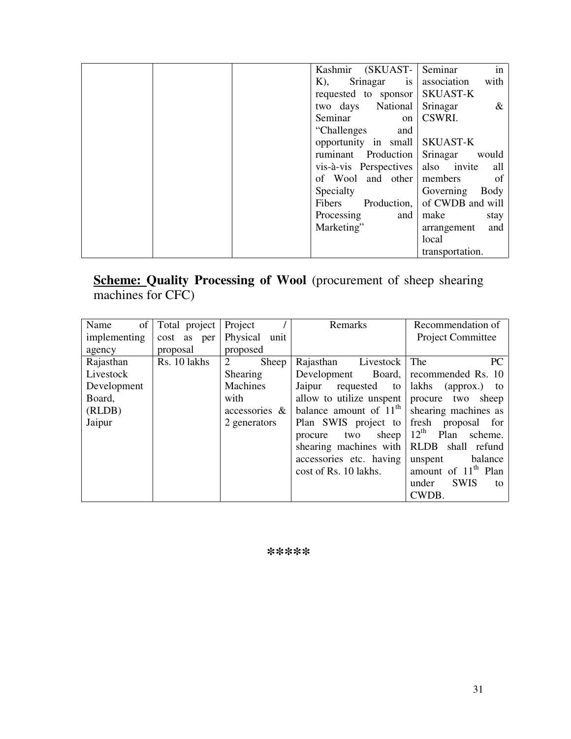| | | | | |
|---|---|---|---|---|
| | | | Kashmir (SKUAST-K), Srinagar is requested to sponsor two days National Seminar on "Challenges and opportunity in small ruminant Production vis-à-vis Perspectives of Wool and other Specialty Fibers Production, Processing and Marketing" | Seminar in association with SKUAST-K Srinagar & CSWRI.<br><br>SKUAST-K Srinagar would also invite all members of Governing Body of CWDB and will make stay arrangement and local transportation. |

## **Scheme: Quality Processing of Wool** (procurement of sheep shearing machines for CFC)

| Name of implementing agency | Total project cost as per proposal | Project / Physical unit proposed | Remarks | Recommendation of Project Committee |
|---|---|---|---|---|
| Rajasthan Livestock Development Board, (RLDB) Jaipur | Rs. 10 lakhs | 2 Sheep Shearing Machines with accessories & 2 generators | Rajasthan Livestock Development Board, Jaipur requested to allow to utilize unspent balance amount of 11th Plan SWIS project to procure two sheep shearing machines with accessories etc. having cost of Rs. 10 lakhs. | The PC recommended Rs. 10 lakhs (approx.) to procure two sheep shearing machines as fresh proposal for 12th Plan scheme. RLDB shall refund unspent balance amount of 11th Plan under SWIS to CWDB. |

*****